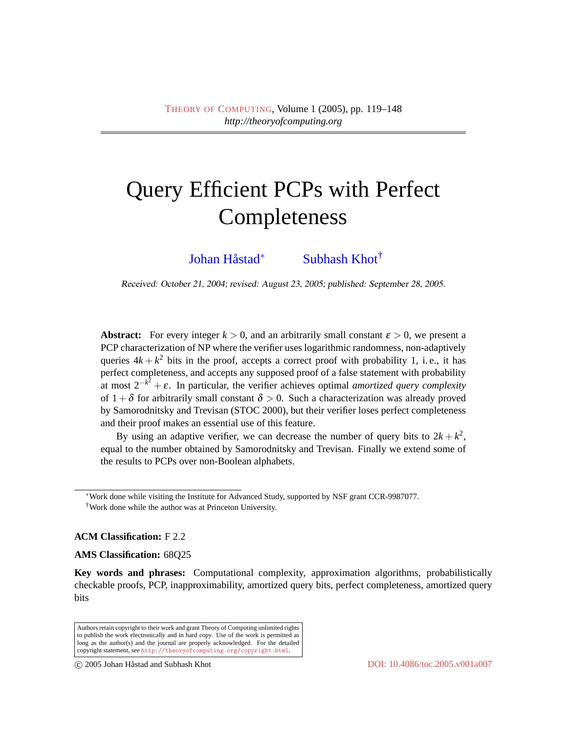# Query Efficient PCPs with Perfect Completeness

Johan Håstad[*] Subhash Khot[†]

Received: October 21, 2004; revised: August 23, 2005; published: September 28, 2005.

**Abstract:** For every integer $k > 0$, and an arbitrarily small constant $\varepsilon > 0$, we present a PCP characterization of NP where the verifier uses logarithmic randomness, non-adaptively queries $4k + k^2$ bits in the proof, accepts a correct proof with probability 1, i. e., it has perfect completeness, and accepts any supposed proof of a false statement with probability at most $2^{-k^2} + \varepsilon$. In particular, the verifier achieves optimal *amortized query complexity* of $1 + \delta$ for arbitrarily small constant $\delta > 0$. Such a characterization was already proved by Samorodnitsky and Trevisan (STOC 2000), but their verifier loses perfect completeness and their proof makes an essential use of this feature.

By using an adaptive verifier, we can decrease the number of query bits to $2k + k^2$, equal to the number obtained by Samorodnitsky and Trevisan. Finally we extend some of the results to PCPs over non-Boolean alphabets.

[*]Work done while visiting the Institute for Advanced Study, supported by NSF grant CCR-9987077.

[†]Work done while the author was at Princeton University.

**ACM Classification:** F 2.2

**AMS Classification:** 68Q25

**Key words and phrases:** Computational complexity, approximation algorithms, probabilistically checkable proofs, PCP, inapproximability, amortized query bits, perfect completeness, amortized query bits

Authors retain copyright to their work and grant Theory of Computing unlimited rights to publish the work electronically and in hard copy. Use of the work is permitted as long as the author(s) and the journal are properly acknowledged. For the detailed copyright statement, see http://theoryofcomputing.org/copyright.html.

© 2005 Johan Håstad and Subhash Khot DOI: 10.4086/toc.2005.v001a007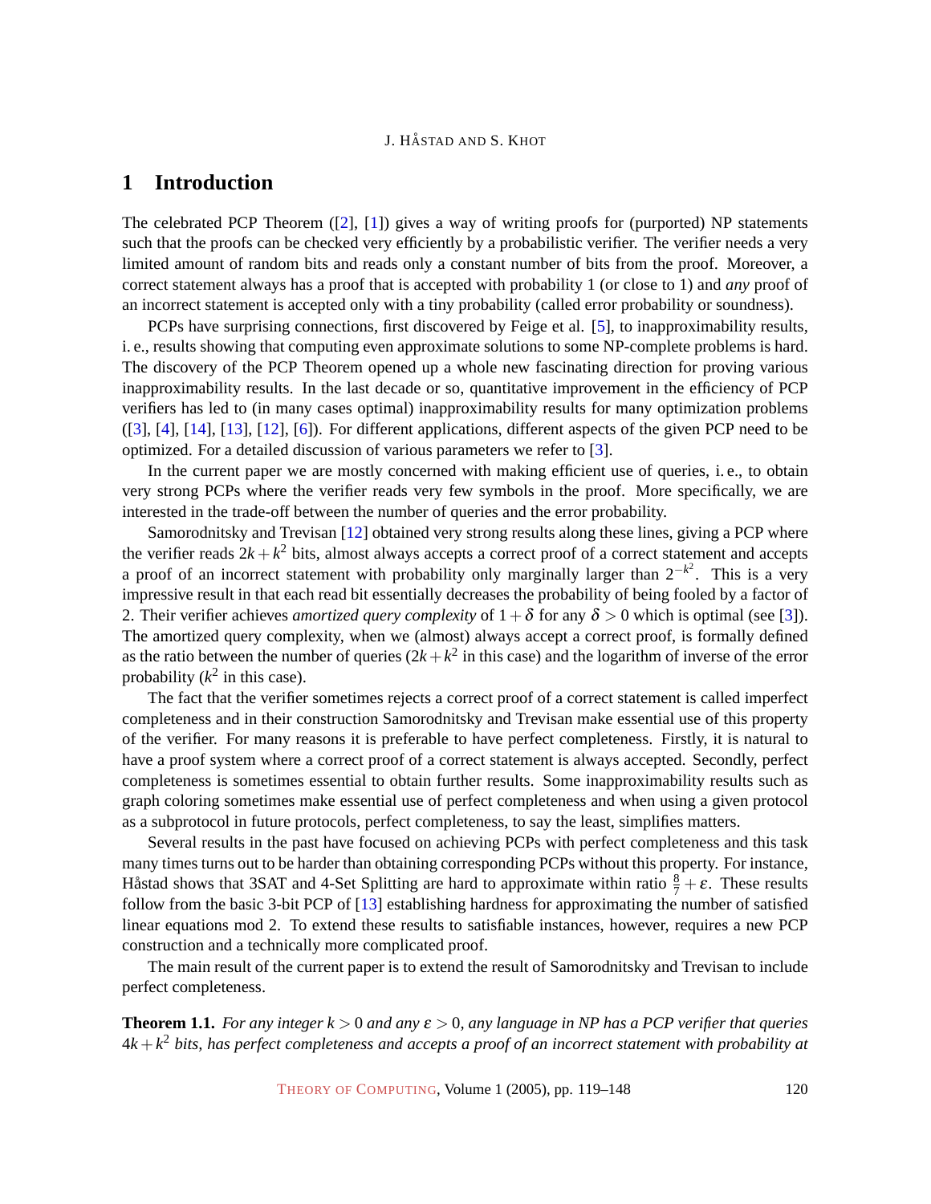# 1 Introduction

The celebrated PCP Theorem ([2], [1]) gives a way of writing proofs for (purported) NP statements such that the proofs can be checked very efficiently by a probabilistic verifier. The verifier needs a very limited amount of random bits and reads only a constant number of bits from the proof. Moreover, a correct statement always has a proof that is accepted with probability 1 (or close to 1) and *any* proof of an incorrect statement is accepted only with a tiny probability (called error probability or soundness).

PCPs have surprising connections, first discovered by Feige et al. [5], to inapproximability results, i. e., results showing that computing even approximate solutions to some NP-complete problems is hard. The discovery of the PCP Theorem opened up a whole new fascinating direction for proving various inapproximability results. In the last decade or so, quantitative improvement in the efficiency of PCP verifiers has led to (in many cases optimal) inapproximability results for many optimization problems ([3], [4], [14], [13], [12], [6]). For different applications, different aspects of the given PCP need to be optimized. For a detailed discussion of various parameters we refer to [3].

In the current paper we are mostly concerned with making efficient use of queries, i. e., to obtain very strong PCPs where the verifier reads very few symbols in the proof. More specifically, we are interested in the trade-off between the number of queries and the error probability.

Samorodnitsky and Trevisan [12] obtained very strong results along these lines, giving a PCP where the verifier reads $2k+k^2$ bits, almost always accepts a correct proof of a correct statement and accepts a proof of an incorrect statement with probability only marginally larger than $2^{-k^2}$. This is a very impressive result in that each read bit essentially decreases the probability of being fooled by a factor of 2. Their verifier achieves *amortized query complexity* of $1+\delta$ for any $\delta > 0$ which is optimal (see [3]). The amortized query complexity, when we (almost) always accept a correct proof, is formally defined as the ratio between the number of queries ($2k+k^2$ in this case) and the logarithm of inverse of the error probability ($k^2$ in this case).

The fact that the verifier sometimes rejects a correct proof of a correct statement is called imperfect completeness and in their construction Samorodnitsky and Trevisan make essential use of this property of the verifier. For many reasons it is preferable to have perfect completeness. Firstly, it is natural to have a proof system where a correct proof of a correct statement is always accepted. Secondly, perfect completeness is sometimes essential to obtain further results. Some inapproximability results such as graph coloring sometimes make essential use of perfect completeness and when using a given protocol as a subprotocol in future protocols, perfect completeness, to say the least, simplifies matters.

Several results in the past have focused on achieving PCPs with perfect completeness and this task many times turns out to be harder than obtaining corresponding PCPs without this property. For instance, Håstad shows that 3SAT and 4-Set Splitting are hard to approximate within ratio $\frac{8}{7}+\varepsilon$. These results follow from the basic 3-bit PCP of [13] establishing hardness for approximating the number of satisfied linear equations mod 2. To extend these results to satisfiable instances, however, requires a new PCP construction and a technically more complicated proof.

The main result of the current paper is to extend the result of Samorodnitsky and Trevisan to include perfect completeness.

**Theorem 1.1.** *For any integer $k > 0$ and any $\varepsilon > 0$, any language in NP has a PCP verifier that queries $4k+k^2$ bits, has perfect completeness and accepts a proof of an incorrect statement with probability at*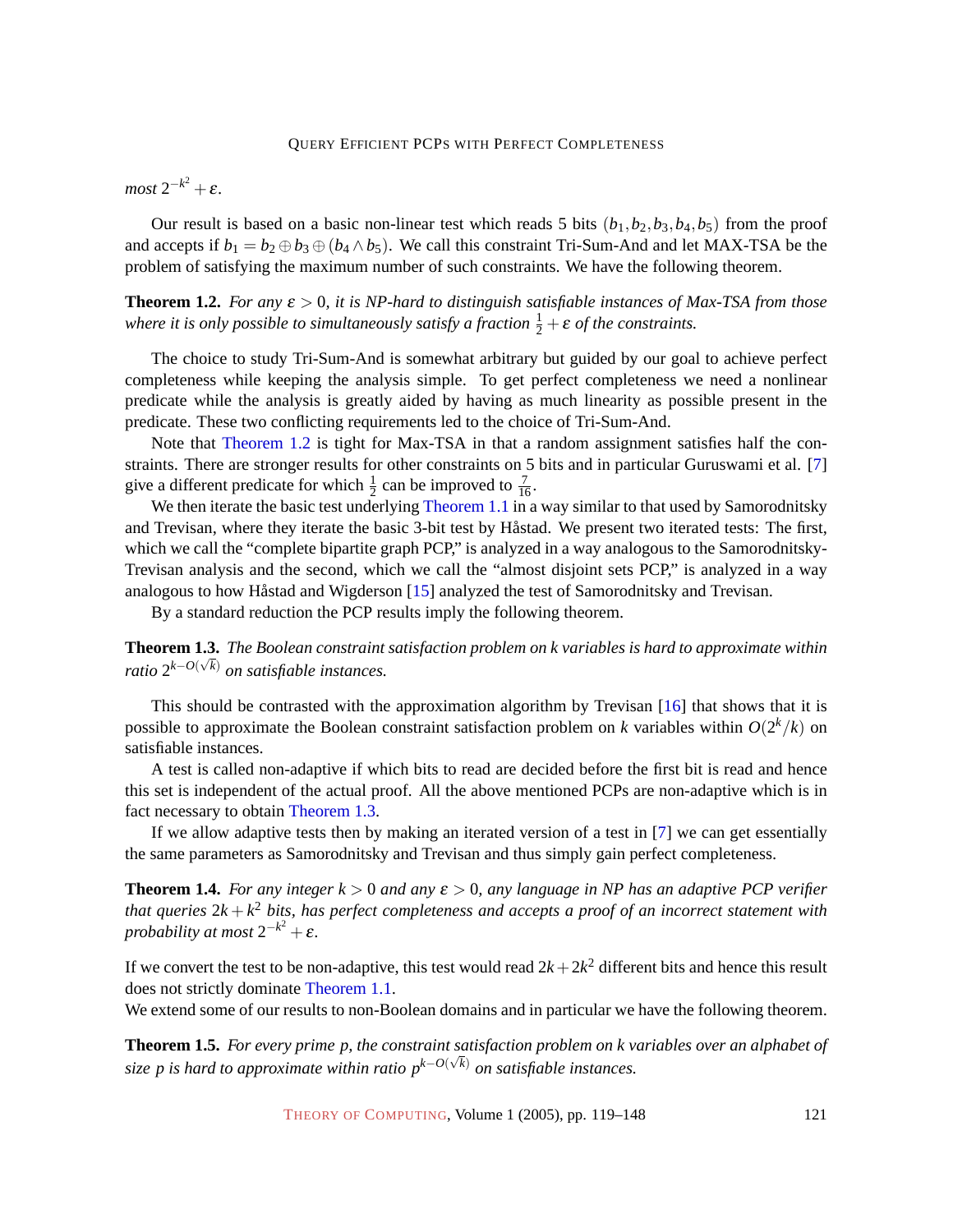*most* $2^{-k^2} + \varepsilon$.

Our result is based on a basic non-linear test which reads 5 bits $(b_1, b_2, b_3, b_4, b_5)$ from the proof and accepts if $b_1 = b_2 \oplus b_3 \oplus (b_4 \wedge b_5)$. We call this constraint Tri-Sum-And and let MAX-TSA be the problem of satisfying the maximum number of such constraints. We have the following theorem.

**Theorem 1.2.** *For any* $\varepsilon > 0$*, it is NP-hard to distinguish satisfiable instances of Max-TSA from those where it is only possible to simultaneously satisfy a fraction* $\frac{1}{2} + \varepsilon$ *of the constraints.*

The choice to study Tri-Sum-And is somewhat arbitrary but guided by our goal to achieve perfect completeness while keeping the analysis simple. To get perfect completeness we need a nonlinear predicate while the analysis is greatly aided by having as much linearity as possible present in the predicate. These two conflicting requirements led to the choice of Tri-Sum-And.

Note that Theorem 1.2 is tight for Max-TSA in that a random assignment satisfies half the constraints. There are stronger results for other constraints on 5 bits and in particular Guruswami et al. [7] give a different predicate for which $\frac{1}{2}$ can be improved to $\frac{7}{16}$.

We then iterate the basic test underlying Theorem 1.1 in a way similar to that used by Samorodnitsky and Trevisan, where they iterate the basic 3-bit test by Håstad. We present two iterated tests: The first, which we call the "complete bipartite graph PCP," is analyzed in a way analogous to the Samorodnitsky-Trevisan analysis and the second, which we call the "almost disjoint sets PCP," is analyzed in a way analogous to how Håstad and Wigderson [15] analyzed the test of Samorodnitsky and Trevisan.

By a standard reduction the PCP results imply the following theorem.

**Theorem 1.3.** *The Boolean constraint satisfaction problem on k variables is hard to approximate within ratio* $2^{k-O(\sqrt{k})}$ *on satisfiable instances.*

This should be contrasted with the approximation algorithm by Trevisan [16] that shows that it is possible to approximate the Boolean constraint satisfaction problem on $k$ variables within $O(2^k/k)$ on satisfiable instances.

A test is called non-adaptive if which bits to read are decided before the first bit is read and hence this set is independent of the actual proof. All the above mentioned PCPs are non-adaptive which is in fact necessary to obtain Theorem 1.3.

If we allow adaptive tests then by making an iterated version of a test in [7] we can get essentially the same parameters as Samorodnitsky and Trevisan and thus simply gain perfect completeness.

**Theorem 1.4.** *For any integer* $k > 0$ *and any* $\varepsilon > 0$*, any language in NP has an adaptive PCP verifier that queries* $2k + k^2$ *bits, has perfect completeness and accepts a proof of an incorrect statement with probability at most* $2^{-k^2} + \varepsilon$.

If we convert the test to be non-adaptive, this test would read $2k + 2k^2$ different bits and hence this result does not strictly dominate Theorem 1.1.

We extend some of our results to non-Boolean domains and in particular we have the following theorem.

**Theorem 1.5.** *For every prime p, the constraint satisfaction problem on k variables over an alphabet of size p is hard to approximate within ratio* $p^{k-O(\sqrt{k})}$ *on satisfiable instances.*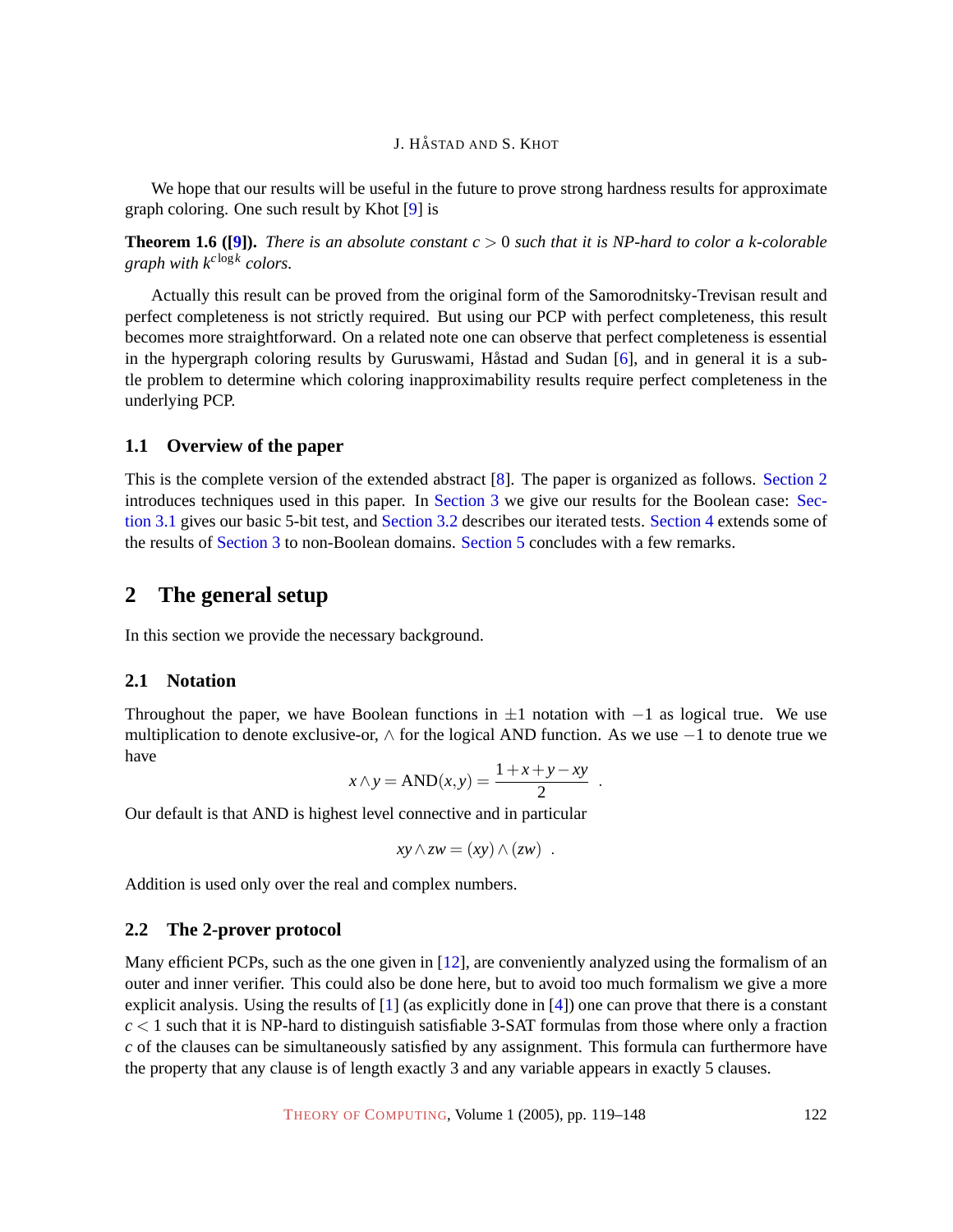We hope that our results will be useful in the future to prove strong hardness results for approximate graph coloring. One such result by Khot [9] is

**Theorem 1.6 ([9]).** *There is an absolute constant $c > 0$ such that it is NP-hard to color a $k$-colorable graph with $k^{c \log k}$ colors.*

Actually this result can be proved from the original form of the Samorodnitsky-Trevisan result and perfect completeness is not strictly required. But using our PCP with perfect completeness, this result becomes more straightforward. On a related note one can observe that perfect completeness is essential in the hypergraph coloring results by Guruswami, Håstad and Sudan [6], and in general it is a subtle problem to determine which coloring inapproximability results require perfect completeness in the underlying PCP.

### 1.1 Overview of the paper

This is the complete version of the extended abstract [8]. The paper is organized as follows. Section 2 introduces techniques used in this paper. In Section 3 we give our results for the Boolean case: Section 3.1 gives our basic 5-bit test, and Section 3.2 describes our iterated tests. Section 4 extends some of the results of Section 3 to non-Boolean domains. Section 5 concludes with a few remarks.

## 2 The general setup

In this section we provide the necessary background.

### 2.1 Notation

Throughout the paper, we have Boolean functions in $\pm 1$ notation with $-1$ as logical true. We use multiplication to denote exclusive-or, $\wedge$ for the logical AND function. As we use $-1$ to denote true we have

$$x \wedge y = \text{AND}(x,y) = \frac{1+x+y-xy}{2} \ .$$

Our default is that AND is highest level connective and in particular

$$xy \wedge zw = (xy) \wedge (zw) \ .$$

Addition is used only over the real and complex numbers.

### 2.2 The 2-prover protocol

Many efficient PCPs, such as the one given in [12], are conveniently analyzed using the formalism of an outer and inner verifier. This could also be done here, but to avoid too much formalism we give a more explicit analysis. Using the results of [1] (as explicitly done in [4]) one can prove that there is a constant $c < 1$ such that it is NP-hard to distinguish satisfiable 3-SAT formulas from those where only a fraction $c$ of the clauses can be simultaneously satisfied by any assignment. This formula can furthermore have the property that any clause is of length exactly 3 and any variable appears in exactly 5 clauses.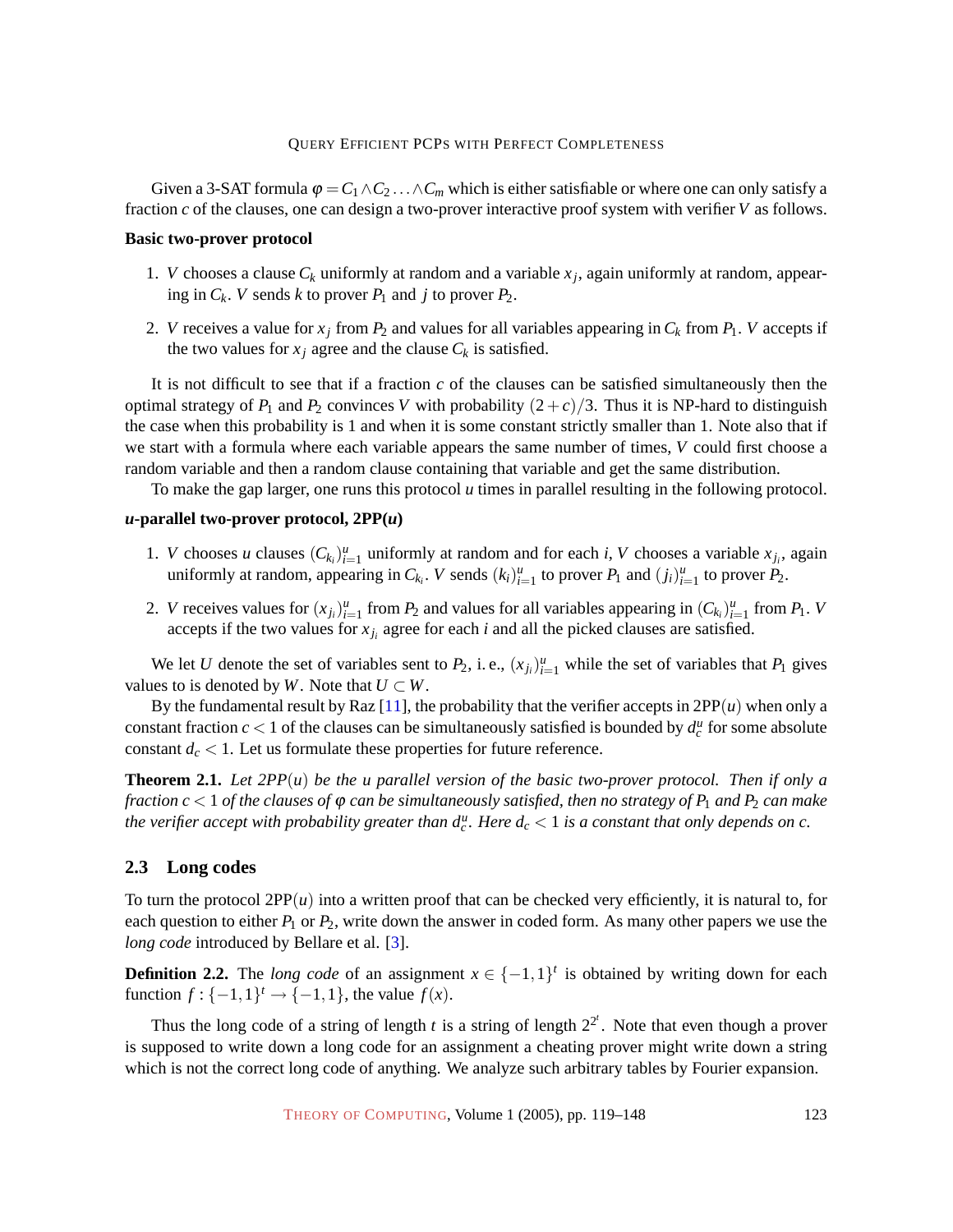Given a 3-SAT formula $\varphi = C_1 \wedge C_2 \ldots \wedge C_m$ which is either satisfiable or where one can only satisfy a fraction $c$ of the clauses, one can design a two-prover interactive proof system with verifier $V$ as follows.

**Basic two-prover protocol**

1. $V$ chooses a clause $C_k$ uniformly at random and a variable $x_j$, again uniformly at random, appearing in $C_k$. $V$ sends $k$ to prover $P_1$ and $j$ to prover $P_2$.
2. $V$ receives a value for $x_j$ from $P_2$ and values for all variables appearing in $C_k$ from $P_1$. $V$ accepts if the two values for $x_j$ agree and the clause $C_k$ is satisfied.

It is not difficult to see that if a fraction $c$ of the clauses can be satisfied simultaneously then the optimal strategy of $P_1$ and $P_2$ convinces $V$ with probability $(2+c)/3$. Thus it is NP-hard to distinguish the case when this probability is 1 and when it is some constant strictly smaller than 1. Note also that if we start with a formula where each variable appears the same number of times, $V$ could first choose a random variable and then a random clause containing that variable and get the same distribution.

To make the gap larger, one runs this protocol $u$ times in parallel resulting in the following protocol.

***u*-parallel two-prover protocol, 2PP(*u*)**

1. $V$ chooses $u$ clauses $(C_{k_i})_{i=1}^u$ uniformly at random and for each $i$, $V$ chooses a variable $x_{j_i}$, again uniformly at random, appearing in $C_{k_i}$. $V$ sends $(k_i)_{i=1}^u$ to prover $P_1$ and $(j_i)_{i=1}^u$ to prover $P_2$.
2. $V$ receives values for $(x_{j_i})_{i=1}^u$ from $P_2$ and values for all variables appearing in $(C_{k_i})_{i=1}^u$ from $P_1$. $V$ accepts if the two values for $x_{j_i}$ agree for each $i$ and all the picked clauses are satisfied.

We let $U$ denote the set of variables sent to $P_2$, i. e., $(x_{j_i})_{i=1}^u$ while the set of variables that $P_1$ gives values to is denoted by $W$. Note that $U \subset W$.

By the fundamental result by Raz [11], the probability that the verifier accepts in $2\mathrm{PP}(u)$ when only a constant fraction $c < 1$ of the clauses can be simultaneously satisfied is bounded by $d_c^u$ for some absolute constant $d_c < 1$. Let us formulate these properties for future reference.

**Theorem 2.1.** *Let 2PP($u$) be the $u$ parallel version of the basic two-prover protocol. Then if only a fraction $c < 1$ of the clauses of $\varphi$ can be simultaneously satisfied, then no strategy of $P_1$ and $P_2$ can make the verifier accept with probability greater than $d_c^u$. Here $d_c < 1$ is a constant that only depends on $c$.*

## 2.3 Long codes

To turn the protocol $2\mathrm{PP}(u)$ into a written proof that can be checked very efficiently, it is natural to, for each question to either $P_1$ or $P_2$, write down the answer in coded form. As many other papers we use the *long code* introduced by Bellare et al. [3].

**Definition 2.2.** The *long code* of an assignment $x \in \{-1,1\}^t$ is obtained by writing down for each function $f : \{-1,1\}^t \to \{-1,1\}$, the value $f(x)$.

Thus the long code of a string of length $t$ is a string of length $2^{2^t}$. Note that even though a prover is supposed to write down a long code for an assignment a cheating prover might write down a string which is not the correct long code of anything. We analyze such arbitrary tables by Fourier expansion.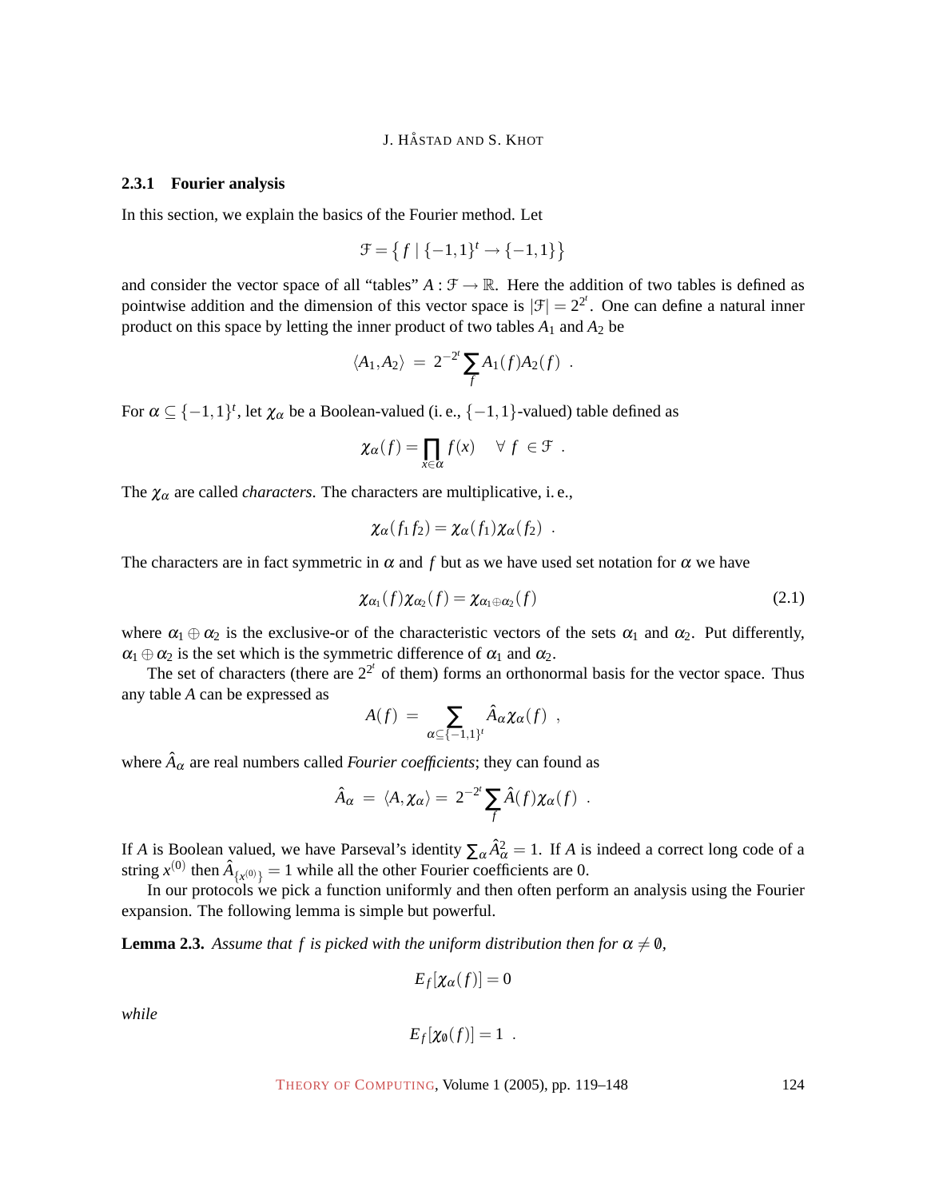### 2.3.1 Fourier analysis

In this section, we explain the basics of the Fourier method. Let

$$\mathcal{F} = \{ f \mid \{-1,1\}^t \to \{-1,1\} \}$$

and consider the vector space of all "tables" $A : \mathcal{F} \to \mathbb{R}$. Here the addition of two tables is defined as pointwise addition and the dimension of this vector space is $|\mathcal{F}| = 2^{2^t}$. One can define a natural inner product on this space by letting the inner product of two tables $A_1$ and $A_2$ be

$$\langle A_1, A_2 \rangle \ = \ 2^{-2^t} \sum_f A_1(f) A_2(f) \ .$$

For $\alpha \subseteq \{-1,1\}^t$, let $\chi_\alpha$ be a Boolean-valued (i. e., $\{-1,1\}$-valued) table defined as

$$\chi_\alpha(f) = \prod_{x \in \alpha} f(x) \quad \forall\ f \in \mathcal{F} \ .$$

The $\chi_\alpha$ are called *characters*. The characters are multiplicative, i. e.,

$$\chi_\alpha(f_1 f_2) = \chi_\alpha(f_1)\chi_\alpha(f_2) \ .$$

The characters are in fact symmetric in $\alpha$ and $f$ but as we have used set notation for $\alpha$ we have

$$\chi_{\alpha_1}(f)\chi_{\alpha_2}(f) = \chi_{\alpha_1 \oplus \alpha_2}(f) \tag{2.1}$$

where $\alpha_1 \oplus \alpha_2$ is the exclusive-or of the characteristic vectors of the sets $\alpha_1$ and $\alpha_2$. Put differently, $\alpha_1 \oplus \alpha_2$ is the set which is the symmetric difference of $\alpha_1$ and $\alpha_2$.

The set of characters (there are $2^{2^t}$ of them) forms an orthonormal basis for the vector space. Thus any table $A$ can be expressed as

$$A(f) \ = \sum_{\alpha \subseteq \{-1,1\}^t} \hat{A}_\alpha \chi_\alpha(f) \ ,$$

where $\hat{A}_\alpha$ are real numbers called *Fourier coefficients*; they can found as

$$\hat{A}_\alpha \ = \ \langle A, \chi_\alpha \rangle = \ 2^{-2^t} \sum_f \hat{A}(f)\chi_\alpha(f) \ .$$

If $A$ is Boolean valued, we have Parseval's identity $\sum_\alpha \hat{A}_\alpha^2 = 1$. If $A$ is indeed a correct long code of a string $x^{(0)}$ then $\hat{A}_{\{x^{(0)}\}} = 1$ while all the other Fourier coefficients are 0.

In our protocols we pick a function uniformly and then often perform an analysis using the Fourier expansion. The following lemma is simple but powerful.

**Lemma 2.3.** *Assume that $f$ is picked with the uniform distribution then for $\alpha \neq \emptyset$,*

$$E_f[\chi_\alpha(f)] = 0$$

*while*

$$E_f[\chi_\emptyset(f)] = 1 \ .$$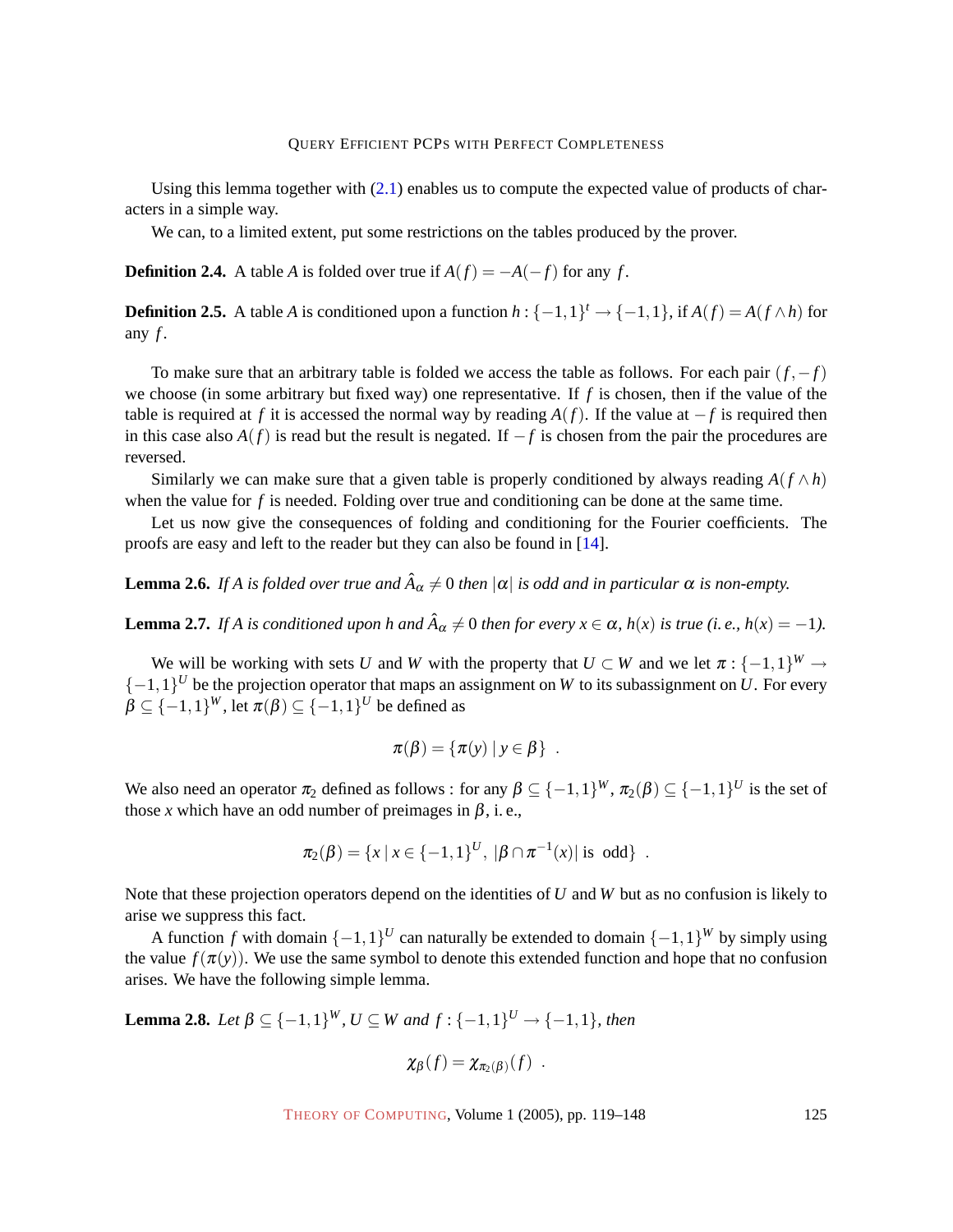Using this lemma together with (2.1) enables us to compute the expected value of products of characters in a simple way.

We can, to a limited extent, put some restrictions on the tables produced by the prover.

**Definition 2.4.** A table $A$ is folded over true if $A(f) = -A(-f)$ for any $f$.

**Definition 2.5.** A table $A$ is conditioned upon a function $h : \{-1,1\}^t \to \{-1,1\}$, if $A(f) = A(f \wedge h)$ for any $f$.

To make sure that an arbitrary table is folded we access the table as follows. For each pair $(f, -f)$ we choose (in some arbitrary but fixed way) one representative. If $f$ is chosen, then if the value of the table is required at $f$ it is accessed the normal way by reading $A(f)$. If the value at $-f$ is required then in this case also $A(f)$ is read but the result is negated. If $-f$ is chosen from the pair the procedures are reversed.

Similarly we can make sure that a given table is properly conditioned by always reading $A(f \wedge h)$ when the value for $f$ is needed. Folding over true and conditioning can be done at the same time.

Let us now give the consequences of folding and conditioning for the Fourier coefficients. The proofs are easy and left to the reader but they can also be found in [14].

**Lemma 2.6.** *If $A$ is folded over true and $\hat{A}_\alpha \neq 0$ then $|\alpha|$ is odd and in particular $\alpha$ is non-empty.*

**Lemma 2.7.** *If $A$ is conditioned upon $h$ and $\hat{A}_\alpha \neq 0$ then for every $x \in \alpha$, $h(x)$ is true (i. e., $h(x) = -1$).*

We will be working with sets $U$ and $W$ with the property that $U \subset W$ and we let $\pi : \{-1,1\}^W \to \{-1,1\}^U$ be the projection operator that maps an assignment on $W$ to its subassignment on $U$. For every $\beta \subseteq \{-1,1\}^W$, let $\pi(\beta) \subseteq \{-1,1\}^U$ be defined as

$$\pi(\beta) = \{\pi(y) \mid y \in \beta\} \ .$$

We also need an operator $\pi_2$ defined as follows : for any $\beta \subseteq \{-1,1\}^W$, $\pi_2(\beta) \subseteq \{-1,1\}^U$ is the set of those $x$ which have an odd number of preimages in $\beta$, i. e.,

$$\pi_2(\beta) = \{x \mid x \in \{-1,1\}^U,\ |\beta \cap \pi^{-1}(x)| \text{ is odd}\} \ .$$

Note that these projection operators depend on the identities of $U$ and $W$ but as no confusion is likely to arise we suppress this fact.

A function $f$ with domain $\{-1,1\}^U$ can naturally be extended to domain $\{-1,1\}^W$ by simply using the value $f(\pi(y))$. We use the same symbol to denote this extended function and hope that no confusion arises. We have the following simple lemma.

**Lemma 2.8.** *Let $\beta \subseteq \{-1,1\}^W$, $U \subseteq W$ and $f : \{-1,1\}^U \to \{-1,1\}$, then*

$$\chi_\beta(f) = \chi_{\pi_2(\beta)}(f) \ .$$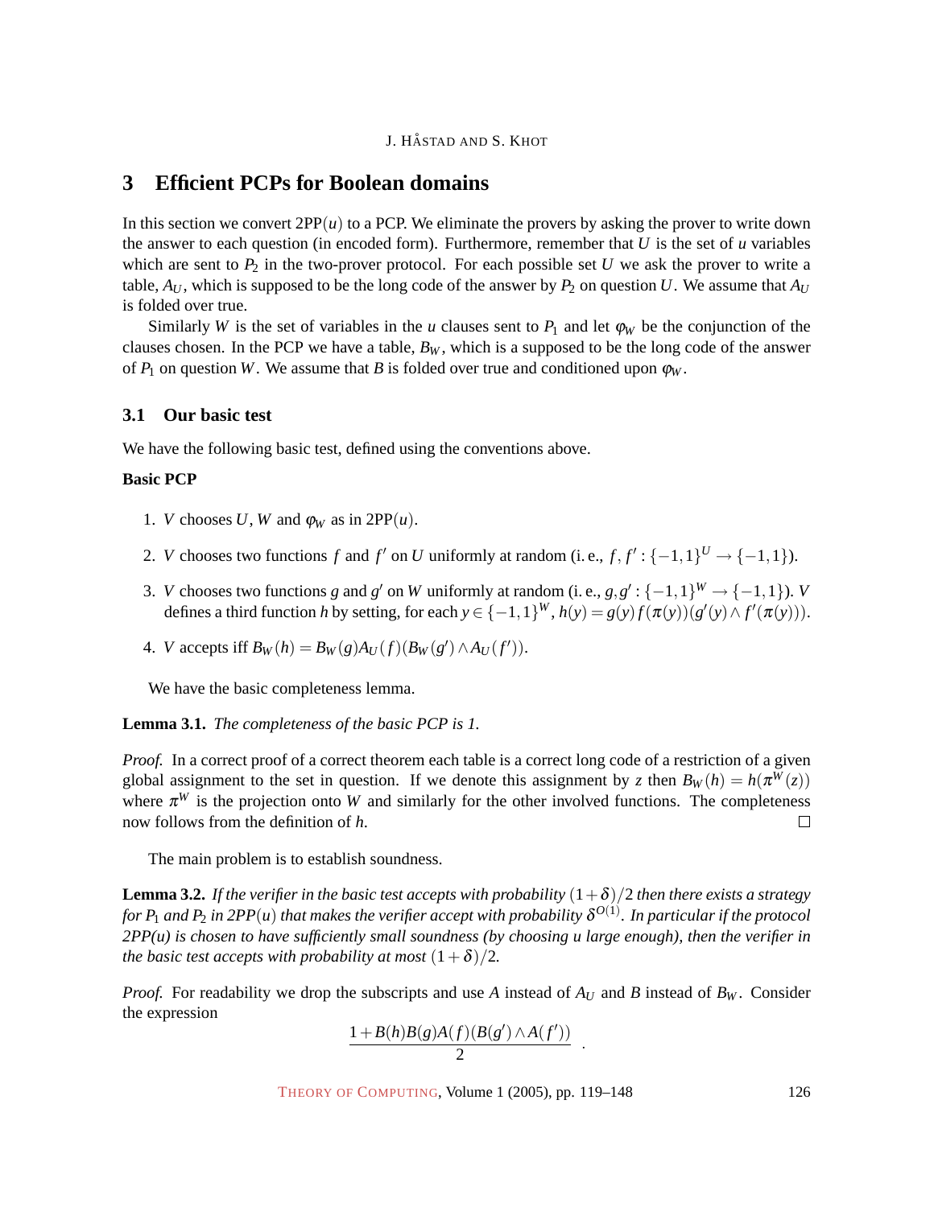## 3 Efficient PCPs for Boolean domains

In this section we convert $2\mathrm{PP}(u)$ to a PCP. We eliminate the provers by asking the prover to write down the answer to each question (in encoded form). Furthermore, remember that $U$ is the set of $u$ variables which are sent to $P_2$ in the two-prover protocol. For each possible set $U$ we ask the prover to write a table, $A_U$, which is supposed to be the long code of the answer by $P_2$ on question $U$. We assume that $A_U$ is folded over true.

Similarly $W$ is the set of variables in the $u$ clauses sent to $P_1$ and let $\varphi_W$ be the conjunction of the clauses chosen. In the PCP we have a table, $B_W$, which is a supposed to be the long code of the answer of $P_1$ on question $W$. We assume that $B$ is folded over true and conditioned upon $\varphi_W$.

### 3.1 Our basic test

We have the following basic test, defined using the conventions above.

**Basic PCP**

1. $V$ chooses $U$, $W$ and $\varphi_W$ as in $2\mathrm{PP}(u)$.
2. $V$ chooses two functions $f$ and $f'$ on $U$ uniformly at random (i. e., $f, f' : \{-1,1\}^U \to \{-1,1\}$).
3. $V$ chooses two functions $g$ and $g'$ on $W$ uniformly at random (i. e., $g, g' : \{-1,1\}^W \to \{-1,1\}$). $V$ defines a third function $h$ by setting, for each $y \in \{-1,1\}^W$, $h(y) = g(y)f(\pi(y))(g'(y) \wedge f'(\pi(y)))$.
4. $V$ accepts iff $B_W(h) = B_W(g)A_U(f)(B_W(g') \wedge A_U(f'))$.

We have the basic completeness lemma.

**Lemma 3.1.** *The completeness of the basic PCP is 1.*

*Proof.* In a correct proof of a correct theorem each table is a correct long code of a restriction of a given global assignment to the set in question. If we denote this assignment by $z$ then $B_W(h) = h(\pi^W(z))$ where $\pi^W$ is the projection onto $W$ and similarly for the other involved functions. The completeness now follows from the definition of $h$. □

The main problem is to establish soundness.

**Lemma 3.2.** *If the verifier in the basic test accepts with probability $(1+\delta)/2$ then there exists a strategy for $P_1$ and $P_2$ in 2PP(u) that makes the verifier accept with probability $\delta^{O(1)}$. In particular if the protocol 2PP(u) is chosen to have sufficiently small soundness (by choosing u large enough), then the verifier in the basic test accepts with probability at most $(1+\delta)/2$.*

*Proof.* For readability we drop the subscripts and use $A$ instead of $A_U$ and $B$ instead of $B_W$. Consider the expression

$$\frac{1 + B(h)B(g)A(f)(B(g') \wedge A(f'))}{2} .$$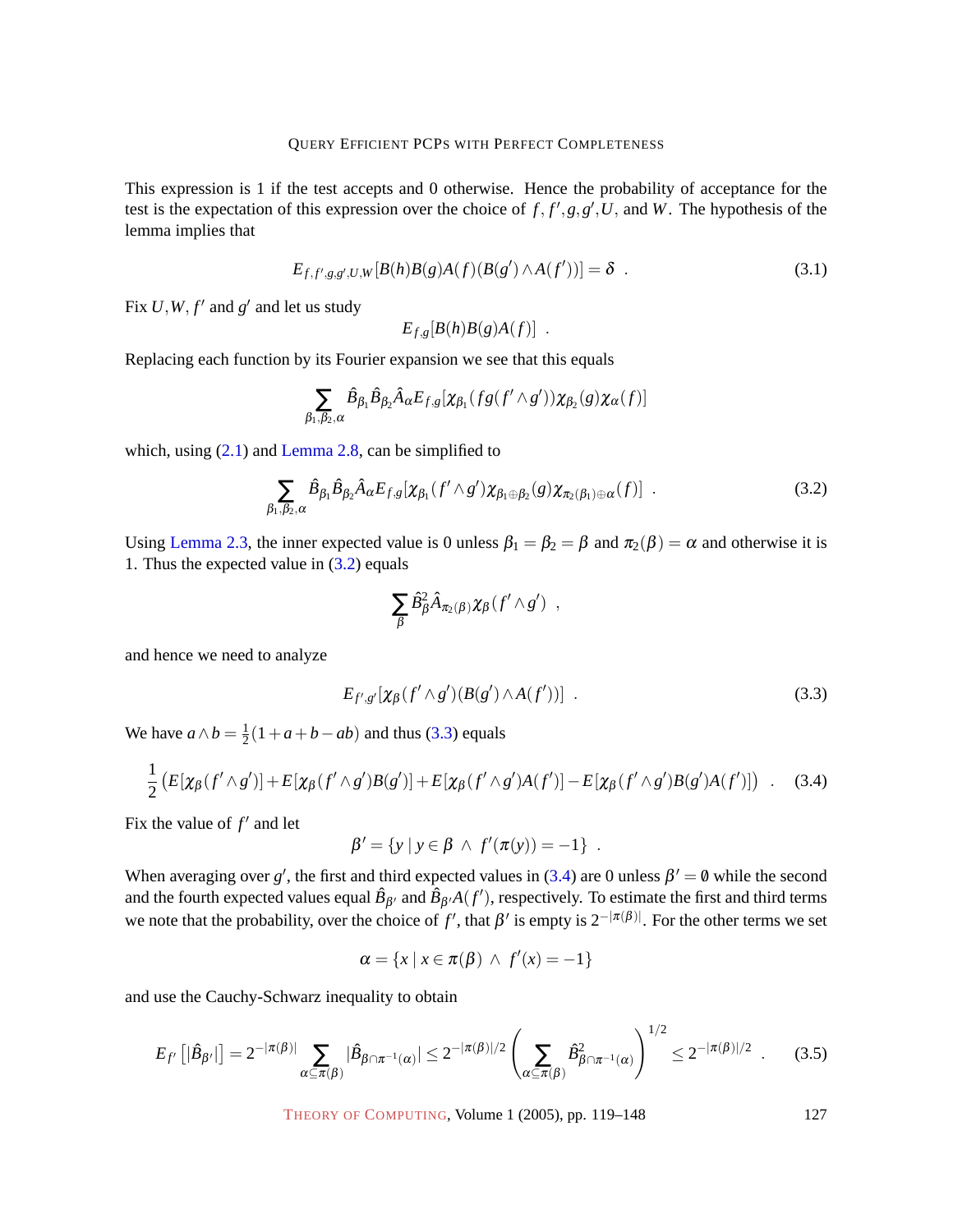This expression is 1 if the test accepts and 0 otherwise. Hence the probability of acceptance for the test is the expectation of this expression over the choice of $f, f', g, g', U$, and $W$. The hypothesis of the lemma implies that

$$E_{f,f',g,g',U,W}[B(h)B(g)A(f)(B(g') \wedge A(f'))] = \delta \ . \tag{3.1}$$

Fix $U, W, f'$ and $g'$ and let us study

$$E_{f,g}[B(h)B(g)A(f)] \ .$$

Replacing each function by its Fourier expansion we see that this equals

$$\sum_{\beta_1,\beta_2,\alpha} \hat{B}_{\beta_1}\hat{B}_{\beta_2}\hat{A}_\alpha E_{f,g}[\chi_{\beta_1}(fg(f' \wedge g'))\chi_{\beta_2}(g)\chi_\alpha(f)]$$

which, using (2.1) and Lemma 2.8, can be simplified to

$$\sum_{\beta_1,\beta_2,\alpha} \hat{B}_{\beta_1}\hat{B}_{\beta_2}\hat{A}_\alpha E_{f,g}[\chi_{\beta_1}(f' \wedge g')\chi_{\beta_1 \oplus \beta_2}(g)\chi_{\pi_2(\beta_1)\oplus\alpha}(f)] \ . \tag{3.2}$$

Using Lemma 2.3, the inner expected value is 0 unless $\beta_1 = \beta_2 = \beta$ and $\pi_2(\beta) = \alpha$ and otherwise it is 1. Thus the expected value in (3.2) equals

$$\sum_\beta \hat{B}^2_\beta \hat{A}_{\pi_2(\beta)} \chi_\beta(f' \wedge g') \ ,$$

and hence we need to analyze

$$E_{f',g'}[\chi_\beta(f' \wedge g')(B(g') \wedge A(f'))] \ . \tag{3.3}$$

We have $a \wedge b = \frac{1}{2}(1 + a + b - ab)$ and thus (3.3) equals

$$\frac{1}{2}\left(E[\chi_\beta(f' \wedge g')] + E[\chi_\beta(f' \wedge g')B(g')] + E[\chi_\beta(f' \wedge g')A(f')] - E[\chi_\beta(f' \wedge g')B(g')A(f')]\right) \ . \tag{3.4}$$

Fix the value of $f'$ and let

$$\beta' = \{y \mid y \in \beta \ \wedge \ f'(\pi(y)) = -1\} \ .$$

When averaging over $g'$, the first and third expected values in (3.4) are 0 unless $\beta' = \emptyset$ while the second and the fourth expected values equal $\hat{B}_{\beta'}$ and $\hat{B}_{\beta'}A(f')$, respectively. To estimate the first and third terms we note that the probability, over the choice of $f'$, that $\beta'$ is empty is $2^{-|\pi(\beta)|}$. For the other terms we set

$$\alpha = \{x \mid x \in \pi(\beta) \ \wedge \ f'(x) = -1\}$$

and use the Cauchy-Schwarz inequality to obtain

$$E_{f'}\left[|\hat{B}_{\beta'}|\right] = 2^{-|\pi(\beta)|} \sum_{\alpha \subseteq \pi(\beta)} |\hat{B}_{\beta \cap \pi^{-1}(\alpha)}| \le 2^{-|\pi(\beta)|/2} \left(\sum_{\alpha \subseteq \pi(\beta)} \hat{B}^2_{\beta \cap \pi^{-1}(\alpha)}\right)^{1/2} \le 2^{-|\pi(\beta)|/2} \ . \tag{3.5}$$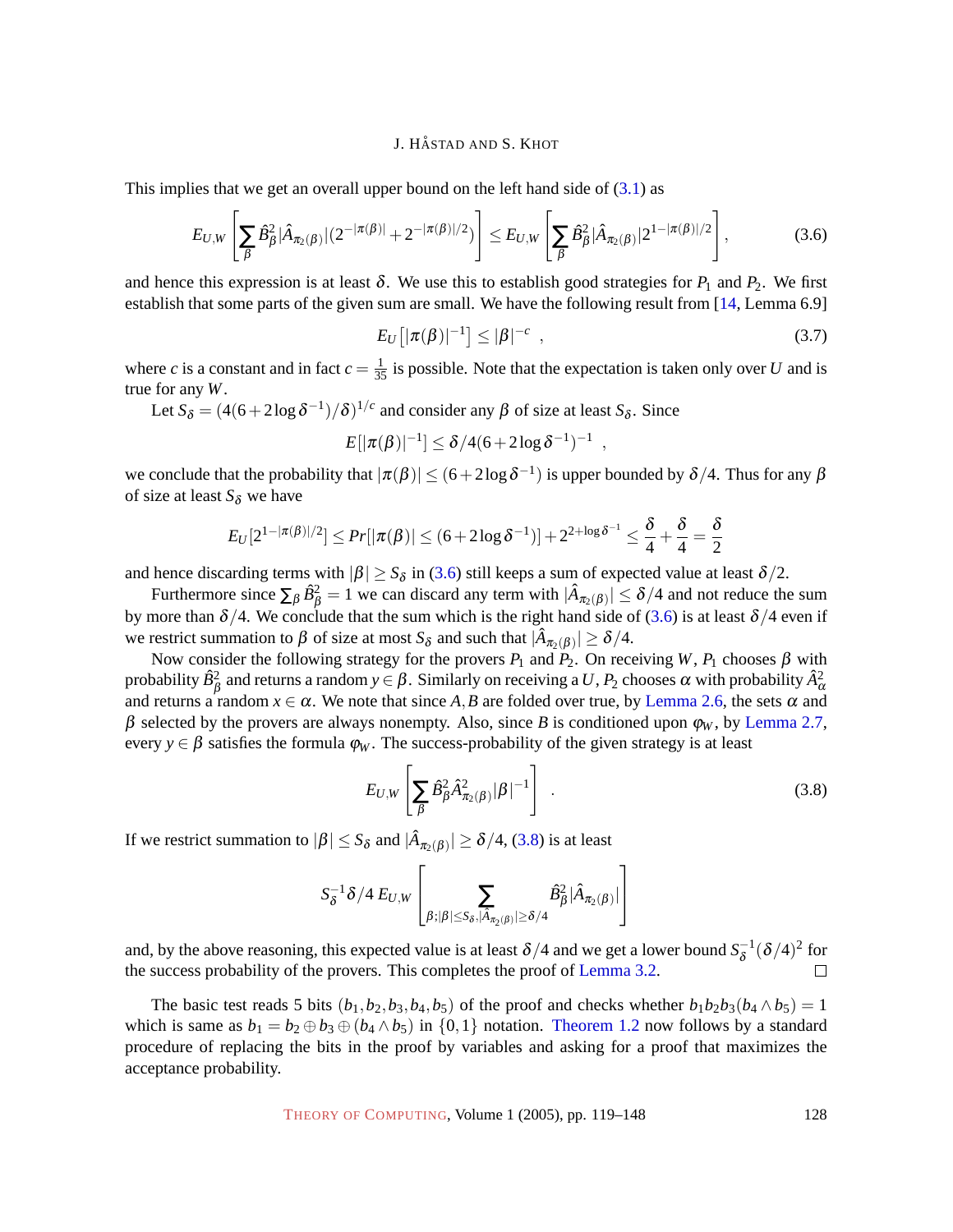This implies that we get an overall upper bound on the left hand side of (3.1) as

$$E_{U,W}\left[\sum_{\beta} \hat{B}_{\beta}^2 |\hat{A}_{\pi_2(\beta)}| (2^{-|\pi(\beta)|} + 2^{-|\pi(\beta)|/2})\right] \leq E_{U,W}\left[\sum_{\beta} \hat{B}_{\beta}^2 |\hat{A}_{\pi_2(\beta)}| 2^{1-|\pi(\beta)|/2}\right], \tag{3.6}$$

and hence this expression is at least $\delta$. We use this to establish good strategies for $P_1$ and $P_2$. We first establish that some parts of the given sum are small. We have the following result from [14, Lemma 6.9]

$$E_U\left[|\pi(\beta)|^{-1}\right] \leq |\beta|^{-c} \ , \tag{3.7}$$

where $c$ is a constant and in fact $c = \frac{1}{35}$ is possible. Note that the expectation is taken only over $U$ and is true for any $W$.

Let $S_\delta = (4(6+2\log\delta^{-1})/\delta)^{1/c}$ and consider any $\beta$ of size at least $S_\delta$. Since

$$E[|\pi(\beta)|^{-1}] \leq \delta/4(6+2\log\delta^{-1})^{-1} \ ,$$

we conclude that the probability that $|\pi(\beta)| \leq (6+2\log\delta^{-1})$ is upper bounded by $\delta/4$. Thus for any $\beta$ of size at least $S_\delta$ we have

$$E_U[2^{1-|\pi(\beta)|/2}] \leq Pr[|\pi(\beta)| \leq (6+2\log\delta^{-1})] + 2^{2+\log\delta^{-1}} \leq \frac{\delta}{4} + \frac{\delta}{4} = \frac{\delta}{2}$$

and hence discarding terms with $|\beta| \geq S_\delta$ in (3.6) still keeps a sum of expected value at least $\delta/2$.

Furthermore since $\sum_\beta \hat{B}_\beta^2 = 1$ we can discard any term with $|\hat{A}_{\pi_2(\beta)}| \leq \delta/4$ and not reduce the sum by more than $\delta/4$. We conclude that the sum which is the right hand side of (3.6) is at least $\delta/4$ even if we restrict summation to $\beta$ of size at most $S_\delta$ and such that $|\hat{A}_{\pi_2(\beta)}| \geq \delta/4$.

Now consider the following strategy for the provers $P_1$ and $P_2$. On receiving $W$, $P_1$ chooses $\beta$ with probability $\hat{B}_\beta^2$ and returns a random $y \in \beta$. Similarly on receiving a $U$, $P_2$ chooses $\alpha$ with probability $\hat{A}_\alpha^2$ and returns a random $x \in \alpha$. We note that since $A, B$ are folded over true, by Lemma 2.6, the sets $\alpha$ and $\beta$ selected by the provers are always nonempty. Also, since $B$ is conditioned upon $\varphi_W$, by Lemma 2.7, every $y \in \beta$ satisfies the formula $\varphi_W$. The success-probability of the given strategy is at least

$$E_{U,W}\left[\sum_{\beta} \hat{B}_{\beta}^2 \hat{A}_{\pi_2(\beta)}^2 |\beta|^{-1}\right] \ . \tag{3.8}$$

If we restrict summation to $|\beta| \leq S_\delta$ and $|\hat{A}_{\pi_2(\beta)}| \geq \delta/4$, (3.8) is at least

$$S_\delta^{-1}\delta/4 \ E_{U,W}\left[\sum_{\beta;|\beta|\leq S_\delta, |\hat{A}_{\pi_2(\beta)}|\geq\delta/4} \hat{B}_{\beta}^2 |\hat{A}_{\pi_2(\beta)}|\right]$$

and, by the above reasoning, this expected value is at least $\delta/4$ and we get a lower bound $S_\delta^{-1}(\delta/4)^2$ for the success probability of the provers. This completes the proof of Lemma 3.2. □

The basic test reads 5 bits $(b_1, b_2, b_3, b_4, b_5)$ of the proof and checks whether $b_1 b_2 b_3 (b_4 \wedge b_5) = 1$ which is same as $b_1 = b_2 \oplus b_3 \oplus (b_4 \wedge b_5)$ in $\{0,1\}$ notation. Theorem 1.2 now follows by a standard procedure of replacing the bits in the proof by variables and asking for a proof that maximizes the acceptance probability.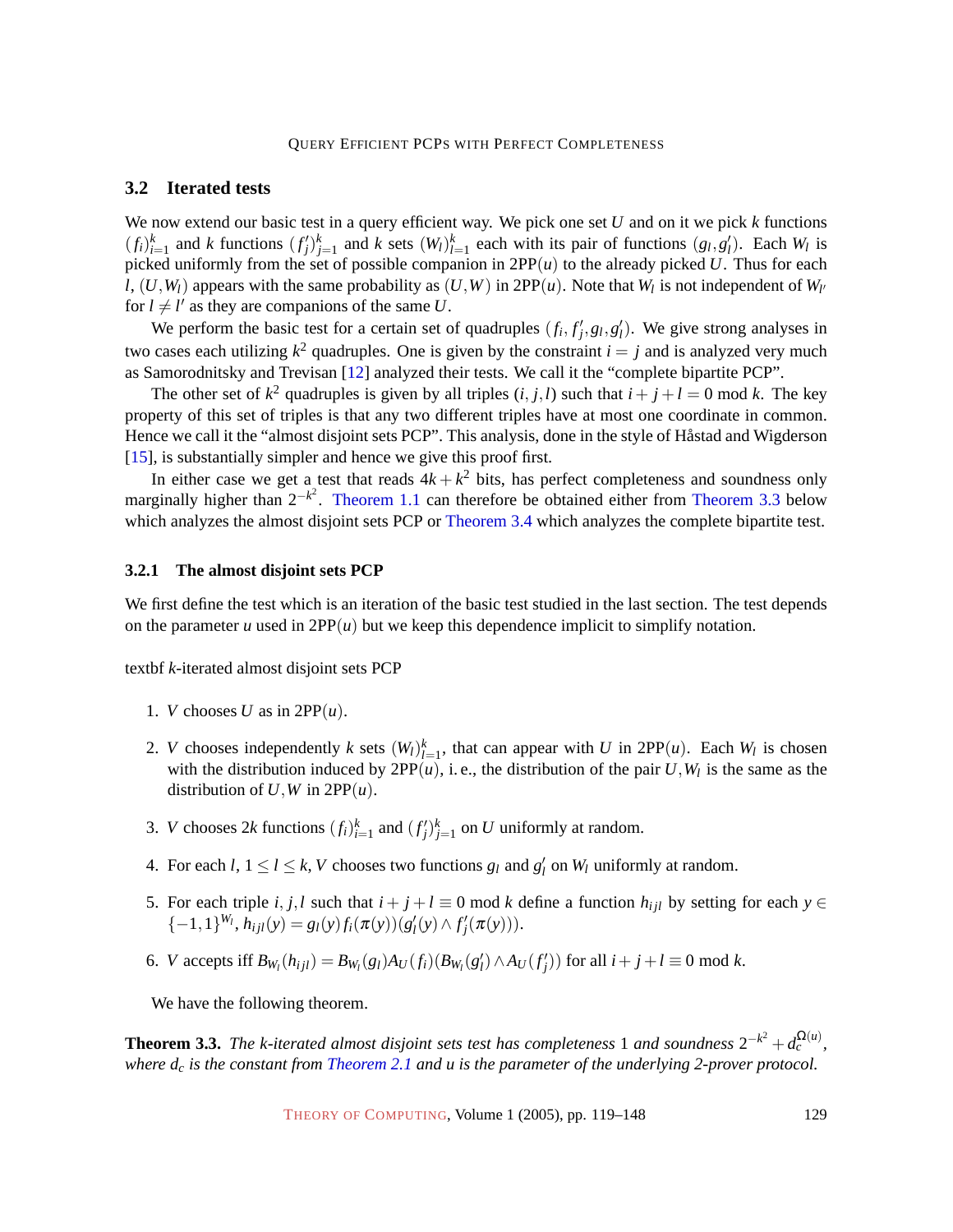### 3.2 Iterated tests

We now extend our basic test in a query efficient way. We pick one set $U$ and on it we pick $k$ functions $(f_i)_{i=1}^k$ and $k$ functions $(f'_j)_{j=1}^k$ and $k$ sets $(W_l)_{l=1}^k$ each with its pair of functions $(g_l, g'_l)$. Each $W_l$ is picked uniformly from the set of possible companion in $2\mathrm{PP}(u)$ to the already picked $U$. Thus for each $l$, $(U, W_l)$ appears with the same probability as $(U, W)$ in $2\mathrm{PP}(u)$. Note that $W_l$ is not independent of $W_{l'}$ for $l \neq l'$ as they are companions of the same $U$.

We perform the basic test for a certain set of quadruples $(f_i, f'_j, g_l, g'_l)$. We give strong analyses in two cases each utilizing $k^2$ quadruples. One is given by the constraint $i = j$ and is analyzed very much as Samorodnitsky and Trevisan [12] analyzed their tests. We call it the "complete bipartite PCP".

The other set of $k^2$ quadruples is given by all triples $(i, j, l)$ such that $i + j + l = 0 \bmod k$. The key property of this set of triples is that any two different triples have at most one coordinate in common. Hence we call it the "almost disjoint sets PCP". This analysis, done in the style of Håstad and Wigderson [15], is substantially simpler and hence we give this proof first.

In either case we get a test that reads $4k + k^2$ bits, has perfect completeness and soundness only marginally higher than $2^{-k^2}$. Theorem 1.1 can therefore be obtained either from Theorem 3.3 below which analyzes the almost disjoint sets PCP or Theorem 3.4 which analyzes the complete bipartite test.

#### 3.2.1 The almost disjoint sets PCP

We first define the test which is an iteration of the basic test studied in the last section. The test depends on the parameter $u$ used in $2\mathrm{PP}(u)$ but we keep this dependence implicit to simplify notation.

textbf $k$-iterated almost disjoint sets PCP

1. $V$ chooses $U$ as in $2\mathrm{PP}(u)$.
2. $V$ chooses independently $k$ sets $(W_l)_{l=1}^k$, that can appear with $U$ in $2\mathrm{PP}(u)$. Each $W_l$ is chosen with the distribution induced by $2\mathrm{PP}(u)$, i. e., the distribution of the pair $U, W_l$ is the same as the distribution of $U, W$ in $2\mathrm{PP}(u)$.
3. $V$ chooses $2k$ functions $(f_i)_{i=1}^k$ and $(f'_j)_{j=1}^k$ on $U$ uniformly at random.
4. For each $l$, $1 \leq l \leq k$, $V$ chooses two functions $g_l$ and $g'_l$ on $W_l$ uniformly at random.
5. For each triple $i, j, l$ such that $i + j + l \equiv 0 \bmod k$ define a function $h_{ijl}$ by setting for each $y \in \{-1,1\}^{W_l}$, $h_{ijl}(y) = g_l(y) f_i(\pi(y))(g'_l(y) \wedge f'_j(\pi(y)))$.
6. $V$ accepts iff $B_{W_l}(h_{ijl}) = B_{W_l}(g_l) A_U(f_i)(B_{W_l}(g'_l) \wedge A_U(f'_j))$ for all $i + j + l \equiv 0 \bmod k$.

We have the following theorem.

**Theorem 3.3.** *The $k$-iterated almost disjoint sets test has completeness $1$ and soundness $2^{-k^2} + d_c^{\Omega(u)}$, where $d_c$ is the constant from Theorem 2.1 and $u$ is the parameter of the underlying 2-prover protocol.*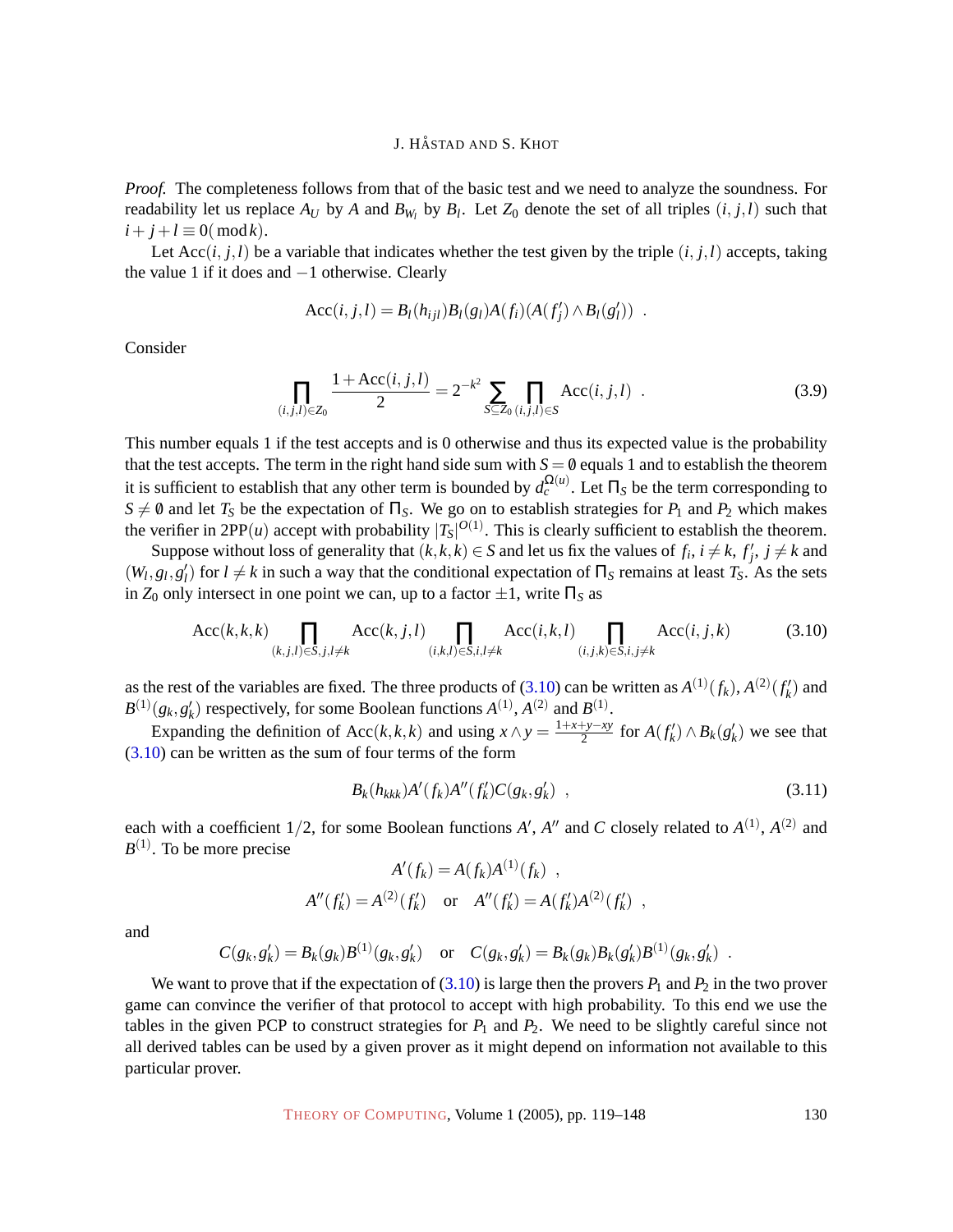*Proof.* The completeness follows from that of the basic test and we need to analyze the soundness. For readability let us replace $A_U$ by $A$ and $B_{W_l}$ by $B_l$. Let $Z_0$ denote the set of all triples $(i, j, l)$ such that $i + j + l \equiv 0 \pmod k$.

Let $\mathrm{Acc}(i, j, l)$ be a variable that indicates whether the test given by the triple $(i, j, l)$ accepts, taking the value 1 if it does and $-1$ otherwise. Clearly

$$\mathrm{Acc}(i, j, l) = B_l(h_{ijl})B_l(g_l)A(f_i)(A(f'_j) \wedge B_l(g'_l)) \ .$$

Consider

$$\prod_{(i,j,l)\in Z_0} \frac{1+\mathrm{Acc}(i, j, l)}{2} = 2^{-k^2} \sum_{S\subseteq Z_0} \prod_{(i,j,l)\in S} \mathrm{Acc}(i, j, l) \ . \tag{3.9}$$

This number equals 1 if the test accepts and is 0 otherwise and thus its expected value is the probability that the test accepts. The term in the right hand side sum with $S = \emptyset$ equals 1 and to establish the theorem it is sufficient to establish that any other term is bounded by $d_c^{\Omega(u)}$. Let $\Pi_S$ be the term corresponding to $S \neq \emptyset$ and let $T_S$ be the expectation of $\Pi_S$. We go on to establish strategies for $P_1$ and $P_2$ which makes the verifier in 2PP$(u)$ accept with probability $|T_S|^{O(1)}$. This is clearly sufficient to establish the theorem.

Suppose without loss of generality that $(k, k, k) \in S$ and let us fix the values of $f_i$, $i \neq k$, $f'_j$, $j \neq k$ and $(W_l, g_l, g'_l)$ for $l \neq k$ in such a way that the conditional expectation of $\Pi_S$ remains at least $T_S$. As the sets in $Z_0$ only intersect in one point we can, up to a factor $\pm 1$, write $\Pi_S$ as

$$\mathrm{Acc}(k, k, k) \prod_{(k,j,l)\in S, j,l\neq k} \mathrm{Acc}(k, j, l) \prod_{(i,k,l)\in S, i,l\neq k} \mathrm{Acc}(i, k, l) \prod_{(i,j,k)\in S, i,j\neq k} \mathrm{Acc}(i, j, k) \tag{3.10}$$

as the rest of the variables are fixed. The three products of (3.10) can be written as $A^{(1)}(f_k)$, $A^{(2)}(f'_k)$ and $B^{(1)}(g_k, g'_k)$ respectively, for some Boolean functions $A^{(1)}$, $A^{(2)}$ and $B^{(1)}$.

Expanding the definition of $\mathrm{Acc}(k, k, k)$ and using $x \wedge y = \frac{1+x+y-xy}{2}$ for $A(f'_k) \wedge B_k(g'_k)$ we see that (3.10) can be written as the sum of four terms of the form

$$B_k(h_{kkk})A'(f_k)A''(f'_k)C(g_k, g'_k) \ , \tag{3.11}$$

each with a coefficient $1/2$, for some Boolean functions $A'$, $A''$ and $C$ closely related to $A^{(1)}$, $A^{(2)}$ and $B^{(1)}$. To be more precise

$$A'(f_k) = A(f_k)A^{(1)}(f_k) \ ,$$

$$A''(f'_k) = A^{(2)}(f'_k) \quad \text{or} \quad A''(f'_k) = A(f'_k)A^{(2)}(f'_k) \ ,$$

and

$$C(g_k, g'_k) = B_k(g_k)B^{(1)}(g_k, g'_k) \quad \text{or} \quad C(g_k, g'_k) = B_k(g_k)B_k(g'_k)B^{(1)}(g_k, g'_k) \ .$$

We want to prove that if the expectation of (3.10) is large then the provers $P_1$ and $P_2$ in the two prover game can convince the verifier of that protocol to accept with high probability. To this end we use the tables in the given PCP to construct strategies for $P_1$ and $P_2$. We need to be slightly careful since not all derived tables can be used by a given prover as it might depend on information not available to this particular prover.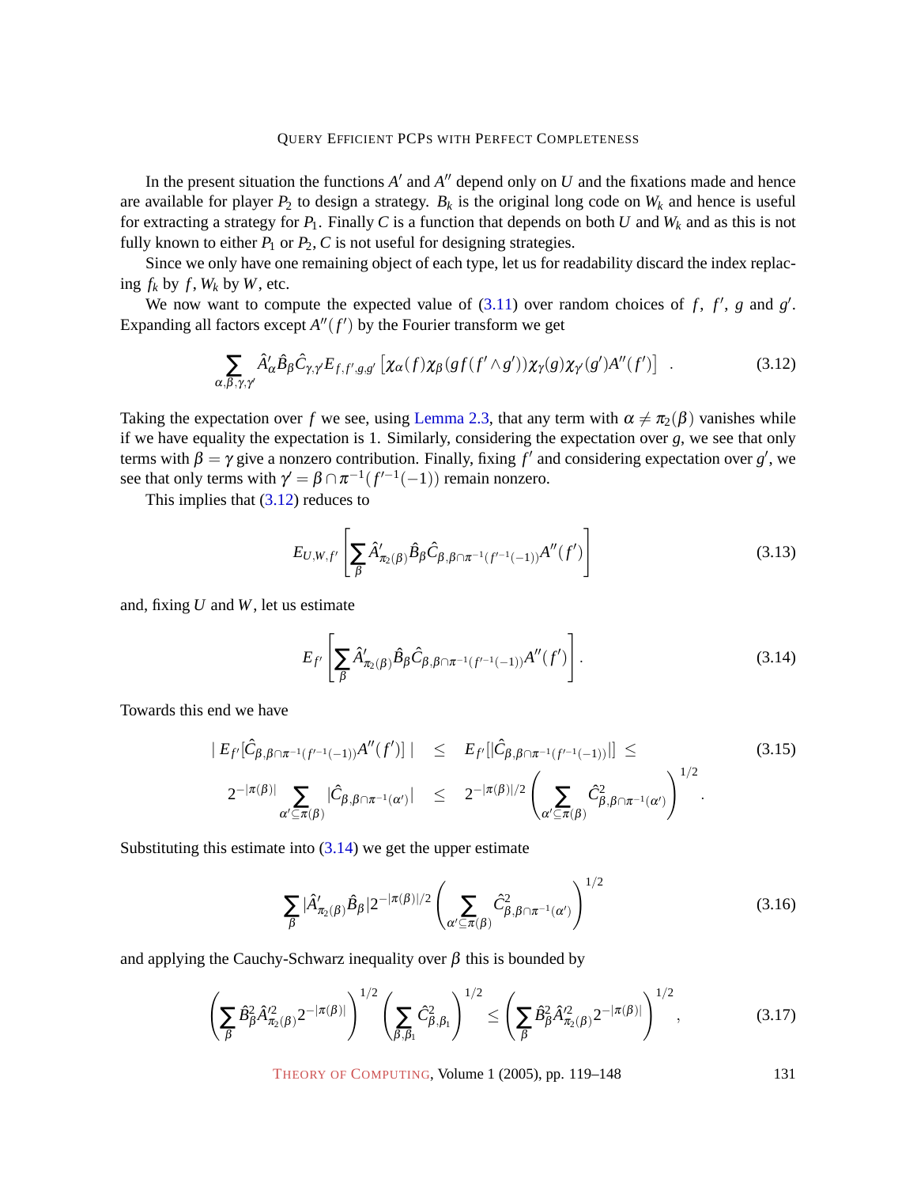In the present situation the functions $A'$ and $A''$ depend only on $U$ and the fixations made and hence are available for player $P_2$ to design a strategy. $B_k$ is the original long code on $W_k$ and hence is useful for extracting a strategy for $P_1$. Finally $C$ is a function that depends on both $U$ and $W_k$ and as this is not fully known to either $P_1$ or $P_2$, $C$ is not useful for designing strategies.

Since we only have one remaining object of each type, let us for readability discard the index replacing $f_k$ by $f$, $W_k$ by $W$, etc.

We now want to compute the expected value of (3.11) over random choices of $f$, $f'$, $g$ and $g'$. Expanding all factors except $A''(f')$ by the Fourier transform we get

$$\sum_{\alpha,\beta,\gamma,\gamma'} \hat{A}'_\alpha \hat{B}_\beta \hat{C}_{\gamma,\gamma'} E_{f,f',g,g'}\left[\chi_\alpha(f)\chi_\beta(gf(f'\wedge g'))\chi_\gamma(g)\chi_{\gamma'}(g')A''(f')\right] \quad . \tag{3.12}$$

Taking the expectation over $f$ we see, using Lemma 2.3, that any term with $\alpha \neq \pi_2(\beta)$ vanishes while if we have equality the expectation is 1. Similarly, considering the expectation over $g$, we see that only terms with $\beta = \gamma$ give a nonzero contribution. Finally, fixing $f'$ and considering expectation over $g'$, we see that only terms with $\gamma' = \beta \cap \pi^{-1}(f'^{-1}(-1))$ remain nonzero.

This implies that (3.12) reduces to

$$E_{U,W,f'}\left[\sum_\beta \hat{A}'_{\pi_2(\beta)} \hat{B}_\beta \hat{C}_{\beta,\beta\cap\pi^{-1}(f'^{-1}(-1))} A''(f')\right] \tag{3.13}$$

and, fixing $U$ and $W$, let us estimate

$$E_{f'}\left[\sum_\beta \hat{A}'_{\pi_2(\beta)} \hat{B}_\beta \hat{C}_{\beta,\beta\cap\pi^{-1}(f'^{-1}(-1))} A''(f')\right]. \tag{3.14}$$

Towards this end we have

$$\begin{aligned} | E_{f'}[\hat{C}_{\beta,\beta\cap\pi^{-1}(f'^{-1}(-1))} A''(f')] | &\leq E_{f'}[|\hat{C}_{\beta,\beta\cap\pi^{-1}(f'^{-1}(-1))}|] \leq \\ 2^{-|\pi(\beta)|} \sum_{\alpha' \subseteq \pi(\beta)} |\hat{C}_{\beta,\beta\cap\pi^{-1}(\alpha')}| &\leq 2^{-|\pi(\beta)|/2} \left(\sum_{\alpha' \subseteq \pi(\beta)} \hat{C}^2_{\beta,\beta\cap\pi^{-1}(\alpha')}\right)^{1/2} . \end{aligned} \tag{3.15}$$

Substituting this estimate into (3.14) we get the upper estimate

$$\sum_\beta |\hat{A}'_{\pi_2(\beta)} \hat{B}_\beta| 2^{-|\pi(\beta)|/2} \left(\sum_{\alpha' \subseteq \pi(\beta)} \hat{C}^2_{\beta,\beta\cap\pi^{-1}(\alpha')}\right)^{1/2} \tag{3.16}$$

and applying the Cauchy-Schwarz inequality over $\beta$ this is bounded by

$$\left(\sum_\beta \hat{B}^2_\beta \hat{A}'^2_{\pi_2(\beta)} 2^{-|\pi(\beta)|}\right)^{1/2} \left(\sum_{\beta,\beta_1} \hat{C}^2_{\beta,\beta_1}\right)^{1/2} \leq \left(\sum_\beta \hat{B}^2_\beta \hat{A}'^2_{\pi_2(\beta)} 2^{-|\pi(\beta)|}\right)^{1/2}, \tag{3.17}$$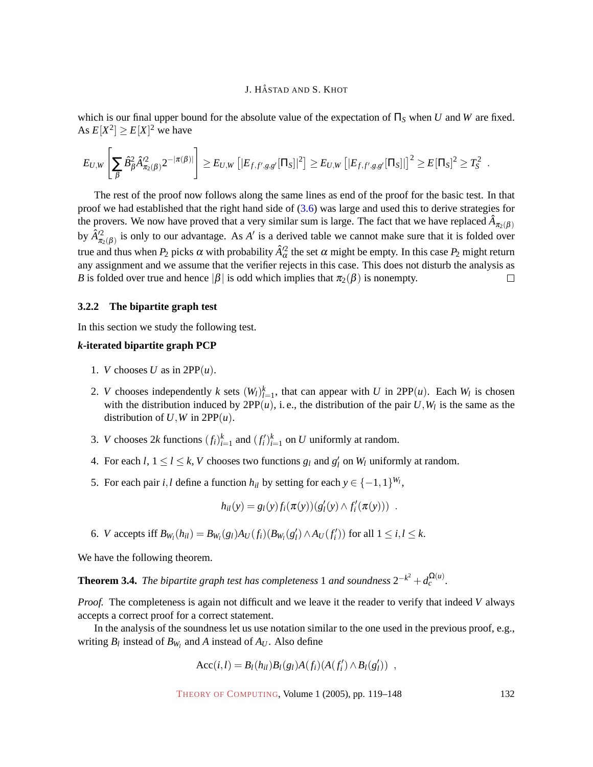which is our final upper bound for the absolute value of the expectation of $\Pi_S$ when $U$ and $W$ are fixed. As $E[X^2] \geq E[X]^2$ we have

$$E_{U,W}\left[\sum_{\beta} \hat{B}_{\beta}^2 \hat{A}'^2_{\pi_2(\beta)} 2^{-|\pi(\beta)|}\right] \geq E_{U,W}\left[|E_{f,f',g,g'}[\Pi_S]|^2\right] \geq E_{U,W}\left[|E_{f,f',g,g'}[\Pi_S]|\right]^2 \geq E[\Pi_S]^2 \geq T_S^2 \ .$$

The rest of the proof now follows along the same lines as end of the proof for the basic test. In that proof we had established that the right hand side of (3.6) was large and used this to derive strategies for the provers. We now have proved that a very similar sum is large. The fact that we have replaced $\hat{A}_{\pi_2(\beta)}$ by $\hat{A}'^2_{\pi_2(\beta)}$ is only to our advantage. As $A'$ is a derived table we cannot make sure that it is folded over true and thus when $P_2$ picks $\alpha$ with probability $\hat{A}'^2_{\alpha}$ the set $\alpha$ might be empty. In this case $P_2$ might return any assignment and we assume that the verifier rejects in this case. This does not disturb the analysis as $B$ is folded over true and hence $|\beta|$ is odd which implies that $\pi_2(\beta)$ is nonempty. $\square$

### 3.2.2 The bipartite graph test

In this section we study the following test.

**$k$-iterated bipartite graph PCP**

1. $V$ chooses $U$ as in $2\mathrm{PP}(u)$.
2. $V$ chooses independently $k$ sets $(W_l)_{l=1}^k$, that can appear with $U$ in $2\mathrm{PP}(u)$. Each $W_l$ is chosen with the distribution induced by $2\mathrm{PP}(u)$, i. e., the distribution of the pair $U, W_l$ is the same as the distribution of $U, W$ in $2\mathrm{PP}(u)$.
3. $V$ chooses $2k$ functions $(f_i)_{i=1}^k$ and $(f'_i)_{i=1}^k$ on $U$ uniformly at random.
4. For each $l$, $1 \leq l \leq k$, $V$ chooses two functions $g_l$ and $g'_l$ on $W_l$ uniformly at random.
5. For each pair $i,l$ define a function $h_{il}$ by setting for each $y \in \{-1,1\}^{W_l}$,
$$h_{il}(y) = g_l(y) f_i(\pi(y))(g'_l(y) \wedge f'_i(\pi(y))) \ .$$
6. $V$ accepts iff $B_{W_l}(h_{il}) = B_{W_l}(g_l) A_U(f_i)(B_{W_l}(g'_l) \wedge A_U(f'_i))$ for all $1 \leq i,l \leq k$.

We have the following theorem.

**Theorem 3.4.** *The bipartite graph test has completeness* $1$ *and soundness* $2^{-k^2} + d_c^{\Omega(u)}$.

*Proof.* The completeness is again not difficult and we leave it the reader to verify that indeed $V$ always accepts a correct proof for a correct statement.

In the analysis of the soundness let us use notation similar to the one used in the previous proof, e.g., writing $B_l$ instead of $B_{W_l}$ and $A$ instead of $A_U$. Also define

$$\mathrm{Acc}(i,l) = B_l(h_{il}) B_l(g_l) A(f_i)(A(f'_i) \wedge B_l(g'_l)) \ ,$$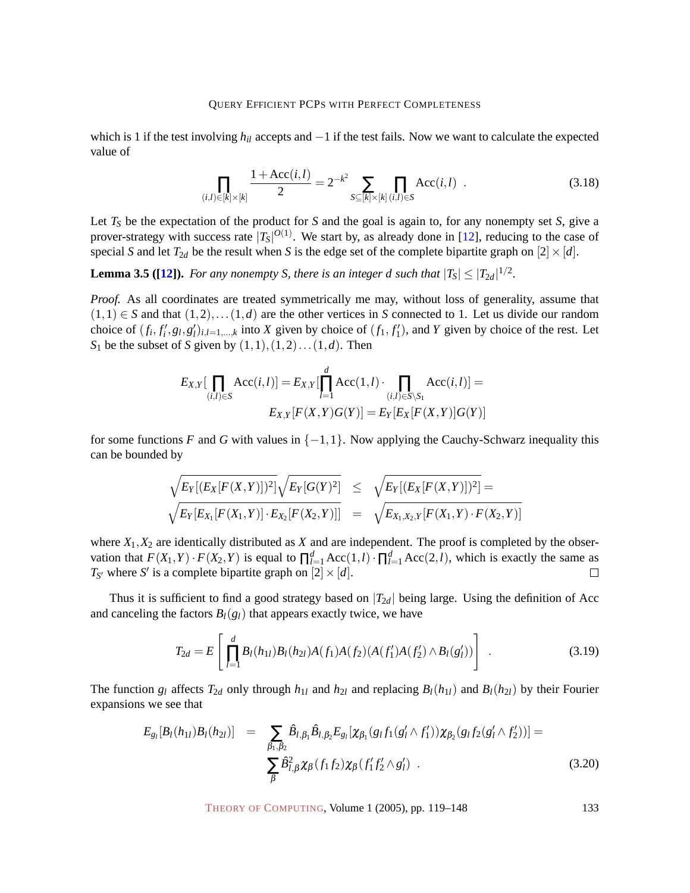which is 1 if the test involving $h_{il}$ accepts and $-1$ if the test fails. Now we want to calculate the expected value of

$$\prod_{(i,l)\in[k]\times[k]} \frac{1+\mathrm{Acc}(i,l)}{2} = 2^{-k^2} \sum_{S\subseteq[k]\times[k]} \prod_{(i,l)\in S} \mathrm{Acc}(i,l) \ . \tag{3.18}$$

Let $T_S$ be the expectation of the product for $S$ and the goal is again to, for any nonempty set $S$, give a prover-strategy with success rate $|T_S|^{O(1)}$. We start by, as already done in [12], reducing to the case of special $S$ and let $T_{2d}$ be the result when $S$ is the edge set of the complete bipartite graph on $[2]\times[d]$.

**Lemma 3.5 ([12]).** *For any nonempty $S$, there is an integer $d$ such that $|T_S| \le |T_{2d}|^{1/2}$.*

*Proof.* As all coordinates are treated symmetrically me may, without loss of generality, assume that $(1,1)\in S$ and that $(1,2),\ldots(1,d)$ are the other vertices in $S$ connected to 1. Let us divide our random choice of $(f_i, f_i', g_l, g_l')_{i,l=1,\ldots,k}$ into $X$ given by choice of $(f_1, f_1')$, and $Y$ given by choice of the rest. Let $S_1$ be the subset of $S$ given by $(1,1),(1,2)\ldots(1,d)$. Then

$$E_{X,Y}[\prod_{(i,l)\in S} \mathrm{Acc}(i,l)] = E_{X,Y}[\prod_{l=1}^{d} \mathrm{Acc}(1,l)\cdot \prod_{(i,l)\in S\setminus S_1} \mathrm{Acc}(i,l)] =$$
$$E_{X,Y}[F(X,Y)G(Y)] = E_Y[E_X[F(X,Y)]G(Y)]$$

for some functions $F$ and $G$ with values in $\{-1,1\}$. Now applying the Cauchy-Schwarz inequality this can be bounded by

$$\begin{aligned}
\sqrt{E_Y[(E_X[F(X,Y)])^2]}\sqrt{E_Y[G(Y)^2]} &\le \sqrt{E_Y[(E_X[F(X,Y)])^2]} = \\
\sqrt{E_Y[E_{X_1}[F(X_1,Y)]\cdot E_{X_2}[F(X_2,Y)]]} &= \sqrt{E_{X_1,X_2,Y}[F(X_1,Y)\cdot F(X_2,Y)]}
\end{aligned}$$

where $X_1, X_2$ are identically distributed as $X$ and are independent. The proof is completed by the observation that $F(X_1,Y)\cdot F(X_2,Y)$ is equal to $\prod_{l=1}^{d}\mathrm{Acc}(1,l)\cdot\prod_{l=1}^{d}\mathrm{Acc}(2,l)$, which is exactly the same as $T_{S'}$ where $S'$ is a complete bipartite graph on $[2]\times[d]$. $\square$

Thus it is sufficient to find a good strategy based on $|T_{2d}|$ being large. Using the definition of Acc and canceling the factors $B_l(g_l)$ that appears exactly twice, we have

$$T_{2d} = E\left[\prod_{l=1}^{d} B_l(h_{1l})B_l(h_{2l})A(f_1)A(f_2)(A(f_1')A(f_2')\wedge B_l(g_l'))\right] \ . \tag{3.19}$$

The function $g_l$ affects $T_{2d}$ only through $h_{1l}$ and $h_{2l}$ and replacing $B_l(h_{1l})$ and $B_l(h_{2l})$ by their Fourier expansions we see that

$$\begin{aligned}
E_{g_l}[B_l(h_{1l})B_l(h_{2l})] &= \sum_{\beta_1,\beta_2} \hat{B}_{l,\beta_1}\hat{B}_{l,\beta_2} E_{g_l}[\chi_{\beta_1}(g_l f_1(g_l'\wedge f_1'))\chi_{\beta_2}(g_l f_2(g_l'\wedge f_2'))] = \\
&\sum_{\beta} \hat{B}_{l,\beta}^2 \chi_\beta(f_1 f_2)\chi_\beta(f_1' f_2'\wedge g_l') \ .
\end{aligned} \tag{3.20}$$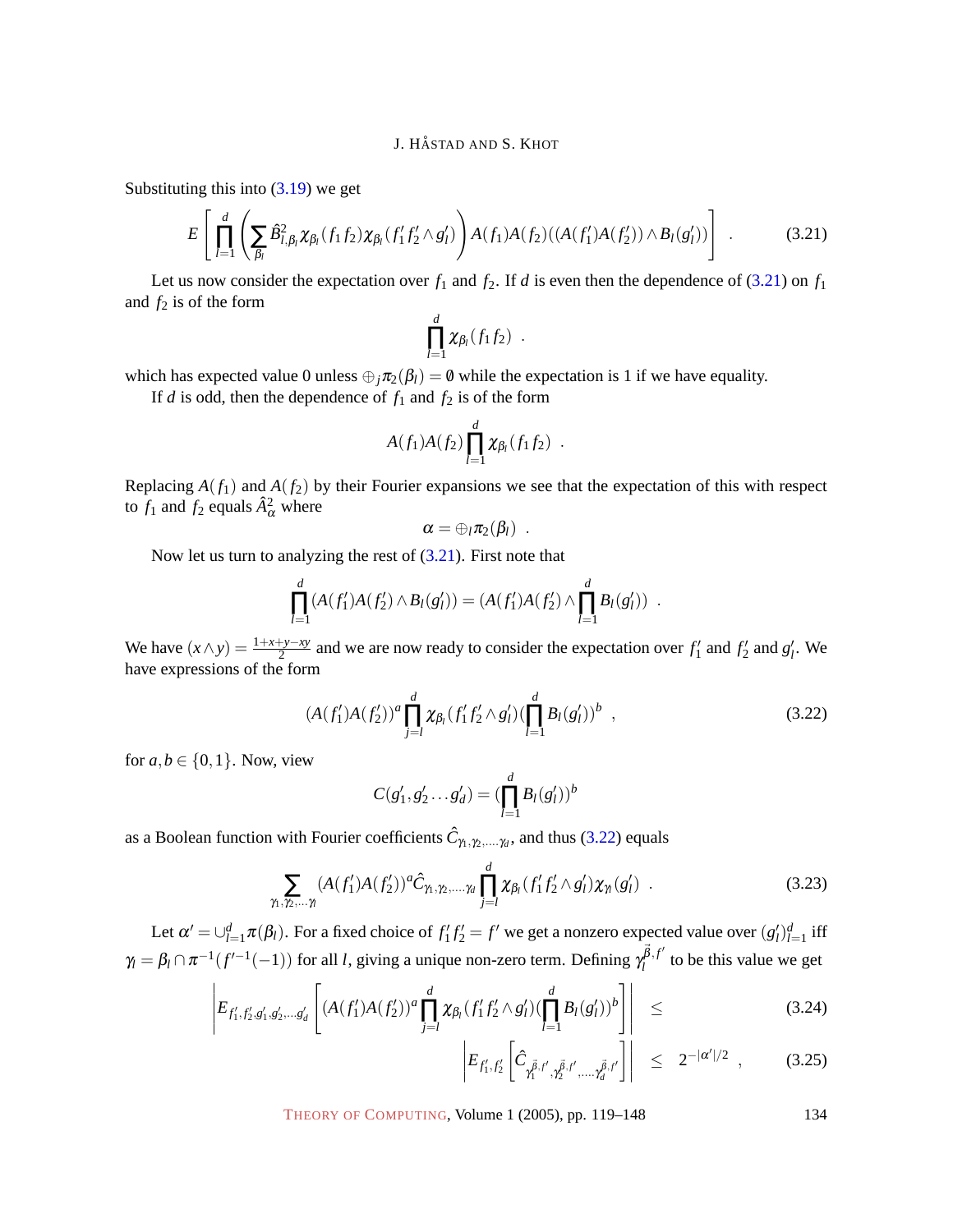Substituting this into (3.19) we get

$$E\left[\prod_{l=1}^{d}\left(\sum_{\beta_l}\hat{B}^2_{l,\beta_l}\chi_{\beta_l}(f_1 f_2)\chi_{\beta_l}(f'_1 f'_2\wedge g'_l)\right)A(f_1)A(f_2)((A(f'_1)A(f'_2))\wedge B_l(g'_l))\right] \quad . \tag{3.21}$$

Let us now consider the expectation over $f_1$ and $f_2$. If $d$ is even then the dependence of (3.21) on $f_1$ and $f_2$ is of the form

$$\prod_{l=1}^{d}\chi_{\beta_l}(f_1 f_2) \quad .$$

which has expected value 0 unless $\oplus_j \pi_2(\beta_l)=\emptyset$ while the expectation is 1 if we have equality.

If $d$ is odd, then the dependence of $f_1$ and $f_2$ is of the form

$$A(f_1)A(f_2)\prod_{l=1}^{d}\chi_{\beta_l}(f_1 f_2) \quad .$$

Replacing $A(f_1)$ and $A(f_2)$ by their Fourier expansions we see that the expectation of this with respect to $f_1$ and $f_2$ equals $\hat{A}^2_\alpha$ where

$$\alpha = \oplus_l \pi_2(\beta_l) \quad .$$

Now let us turn to analyzing the rest of (3.21). First note that

$$\prod_{l=1}^{d}(A(f'_1)A(f'_2)\wedge B_l(g'_l)) = (A(f'_1)A(f'_2)\wedge\prod_{l=1}^{d}B_l(g'_l)) \quad .$$

We have $(x\wedge y)=\frac{1+x+y-xy}{2}$ and we are now ready to consider the expectation over $f'_1$ and $f'_2$ and $g'_l$. We have expressions of the form

$$(A(f'_1)A(f'_2))^a\prod_{j=l}^{d}\chi_{\beta_l}(f'_1 f'_2\wedge g'_l)(\prod_{l=1}^{d}B_l(g'_l))^b \quad , \tag{3.22}$$

for $a,b\in\{0,1\}$. Now, view

$$C(g'_1,g'_2\ldots g'_d) = (\prod_{l=1}^{d}B_l(g'_l))^b$$

as a Boolean function with Fourier coefficients $\hat{C}_{\gamma_1,\gamma_2,\ldots,\gamma_d}$, and thus (3.22) equals

$$\sum_{\gamma_1,\gamma_2,\ldots\gamma_l}(A(f'_1)A(f'_2))^a\hat{C}_{\gamma_1,\gamma_2,\ldots,\gamma_d}\prod_{j=l}^{d}\chi_{\beta_l}(f'_1 f'_2\wedge g'_l)\chi_{\gamma_l}(g'_l) \quad . \tag{3.23}$$

Let $\alpha' = \cup_{l=1}^{d}\pi(\beta_l)$. For a fixed choice of $f'_1 f'_2 = f'$ we get a nonzero expected value over $(g'_l)_{l=1}^{d}$ iff $\gamma_l = \beta_l\cap\pi^{-1}(f'^{-1}(-1))$ for all $l$, giving a unique non-zero term. Defining $\gamma_l^{\vec{\beta},f'}$ to be this value we get

$$\left|E_{f'_1,f'_2,g'_1,g'_2,\ldots g'_d}\left[(A(f'_1)A(f'_2))^a\prod_{j=l}^{d}\chi_{\beta_l}(f'_1 f'_2\wedge g'_l)(\prod_{l=1}^{d}B_l(g'_l))^b\right]\right| \leq \tag{3.24}$$

$$\left|E_{f'_1,f'_2}\left[\hat{C}_{\gamma_1^{\vec{\beta},f'},\gamma_2^{\vec{\beta},f'},\ldots,\gamma_d^{\vec{\beta},f'}}\right]\right| \leq 2^{-|\alpha'|/2} \quad , \tag{3.25}$$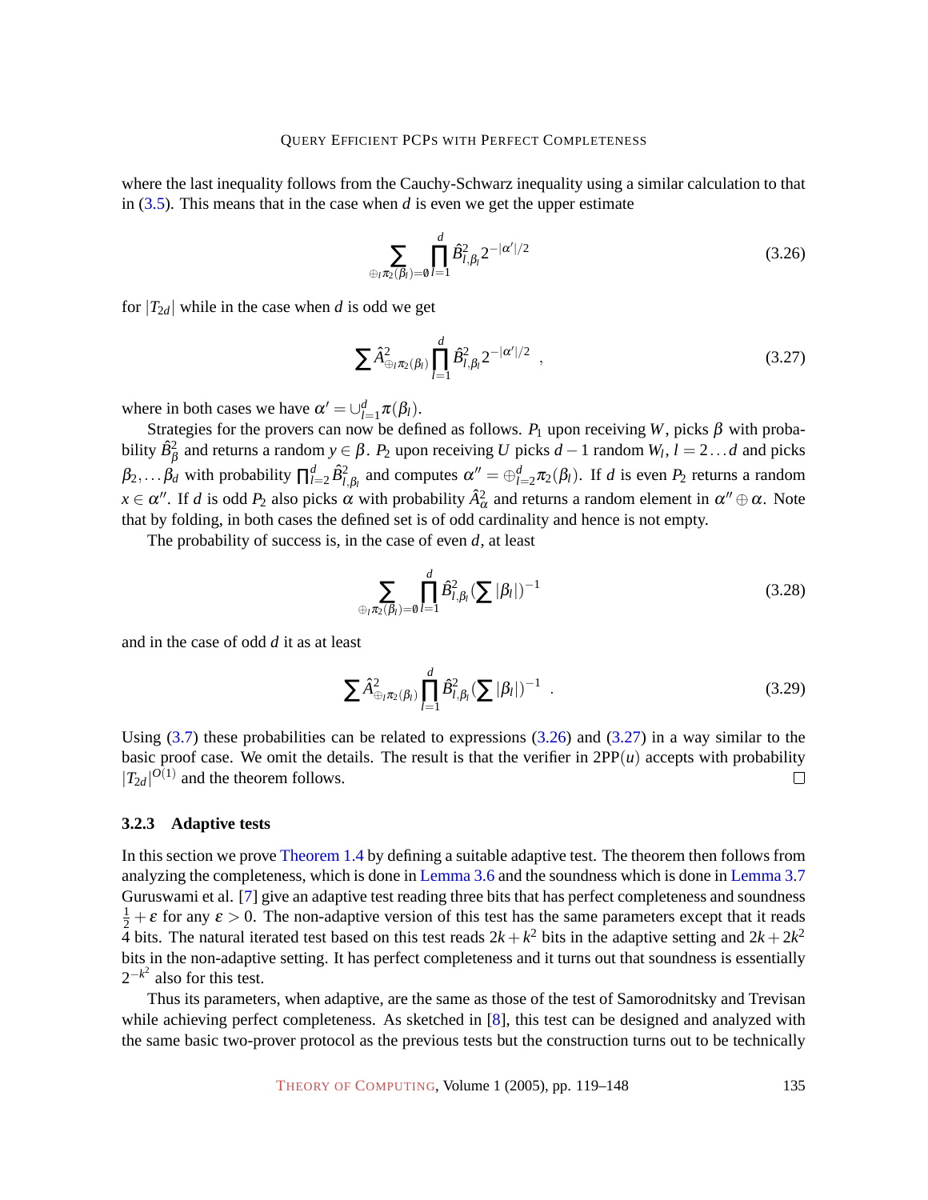where the last inequality follows from the Cauchy-Schwarz inequality using a similar calculation to that in (3.5). This means that in the case when $d$ is even we get the upper estimate

$$\sum_{\oplus_l \pi_2(\beta_l)=\emptyset} \prod_{l=1}^{d} \hat{B}^2_{l,\beta_l} 2^{-|\alpha'|/2} \tag{3.26}$$

for $|T_{2d}|$ while in the case when $d$ is odd we get

$$\sum \hat{A}^2_{\oplus_l \pi_2(\beta_l)} \prod_{l=1}^{d} \hat{B}^2_{l,\beta_l} 2^{-|\alpha'|/2} \ , \tag{3.27}$$

where in both cases we have $\alpha' = \cup_{l=1}^{d} \pi(\beta_l)$.

Strategies for the provers can now be defined as follows. $P_1$ upon receiving $W$, picks $\beta$ with probability $\hat{B}^2_\beta$ and returns a random $y \in \beta$. $P_2$ upon receiving $U$ picks $d-1$ random $W_l$, $l = 2 \dots d$ and picks $\beta_2, \dots \beta_d$ with probability $\prod_{l=2}^{d} \hat{B}^2_{l,\beta_l}$ and computes $\alpha'' = \oplus_{l=2}^{d} \pi_2(\beta_l)$. If $d$ is even $P_2$ returns a random $x \in \alpha''$. If $d$ is odd $P_2$ also picks $\alpha$ with probability $\hat{A}^2_\alpha$ and returns a random element in $\alpha'' \oplus \alpha$. Note that by folding, in both cases the defined set is of odd cardinality and hence is not empty.

The probability of success is, in the case of even $d$, at least

$$\sum_{\oplus_l \pi_2(\beta_l)=\emptyset} \prod_{l=1}^{d} \hat{B}^2_{l,\beta_l} (\sum |\beta_l|)^{-1} \tag{3.28}$$

and in the case of odd $d$ it as at least

$$\sum \hat{A}^2_{\oplus_l \pi_2(\beta_l)} \prod_{l=1}^{d} \hat{B}^2_{l,\beta_l} (\sum |\beta_l|)^{-1} \ . \tag{3.29}$$

Using (3.7) these probabilities can be related to expressions (3.26) and (3.27) in a way similar to the basic proof case. We omit the details. The result is that the verifier in 2PP$(u)$ accepts with probability $|T_{2d}|^{O(1)}$ and the theorem follows. □

### 3.2.3 Adaptive tests

In this section we prove Theorem 1.4 by defining a suitable adaptive test. The theorem then follows from analyzing the completeness, which is done in Lemma 3.6 and the soundness which is done in Lemma 3.7 Guruswami et al. [7] give an adaptive test reading three bits that has perfect completeness and soundness $\frac{1}{2} + \varepsilon$ for any $\varepsilon > 0$. The non-adaptive version of this test has the same parameters except that it reads 4 bits. The natural iterated test based on this test reads $2k + k^2$ bits in the adaptive setting and $2k + 2k^2$ bits in the non-adaptive setting. It has perfect completeness and it turns out that soundness is essentially $2^{-k^2}$ also for this test.

Thus its parameters, when adaptive, are the same as those of the test of Samorodnitsky and Trevisan while achieving perfect completeness. As sketched in [8], this test can be designed and analyzed with the same basic two-prover protocol as the previous tests but the construction turns out to be technically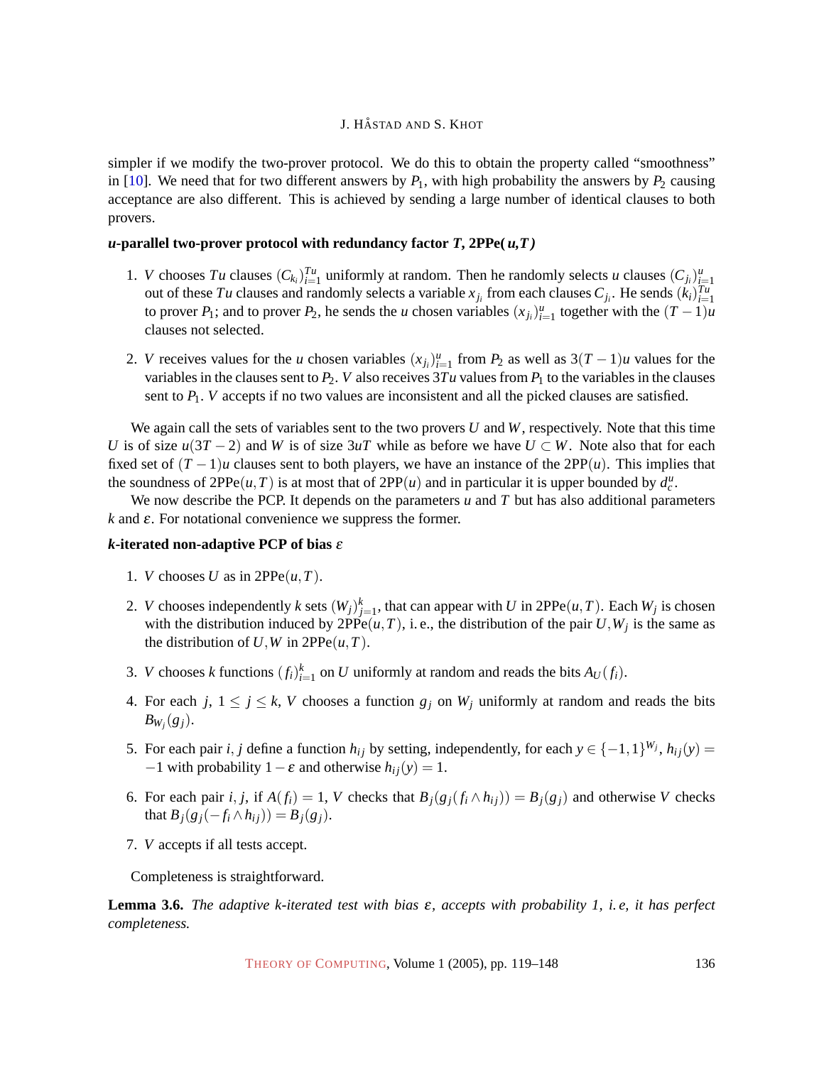simpler if we modify the two-prover protocol. We do this to obtain the property called "smoothness" in [10]. We need that for two different answers by $P_1$, with high probability the answers by $P_2$ causing acceptance are also different. This is achieved by sending a large number of identical clauses to both provers.

***u*-parallel two-prover protocol with redundancy factor *T*, 2PPe(*u*,*T*)**

1. $V$ chooses $Tu$ clauses $(C_{k_i})_{i=1}^{Tu}$ uniformly at random. Then he randomly selects $u$ clauses $(C_{j_i})_{i=1}^{u}$ out of these $Tu$ clauses and randomly selects a variable $x_{j_i}$ from each clauses $C_{j_i}$. He sends $(k_i)_{i=1}^{Tu}$ to prover $P_1$; and to prover $P_2$, he sends the $u$ chosen variables $(x_{j_i})_{i=1}^{u}$ together with the $(T-1)u$ clauses not selected.

2. $V$ receives values for the $u$ chosen variables $(x_{j_i})_{i=1}^{u}$ from $P_2$ as well as $3(T-1)u$ values for the variables in the clauses sent to $P_2$. $V$ also receives $3Tu$ values from $P_1$ to the variables in the clauses sent to $P_1$. $V$ accepts if no two values are inconsistent and all the picked clauses are satisfied.

We again call the sets of variables sent to the two provers $U$ and $W$, respectively. Note that this time $U$ is of size $u(3T-2)$ and $W$ is of size $3uT$ while as before we have $U \subset W$. Note also that for each fixed set of $(T-1)u$ clauses sent to both players, we have an instance of the 2PP($u$). This implies that the soundness of 2PPe$(u,T)$ is at most that of 2PP$(u)$ and in particular it is upper bounded by $d_c^u$.

We now describe the PCP. It depends on the parameters $u$ and $T$ but has also additional parameters $k$ and $\varepsilon$. For notational convenience we suppress the former.

***k*-iterated non-adaptive PCP of bias $\varepsilon$**

1. $V$ chooses $U$ as in 2PPe$(u,T)$.

2. $V$ chooses independently $k$ sets $(W_j)_{j=1}^{k}$, that can appear with $U$ in 2PPe$(u,T)$. Each $W_j$ is chosen with the distribution induced by 2PPe$(u,T)$, i. e., the distribution of the pair $U,W_j$ is the same as the distribution of $U,W$ in 2PPe$(u,T)$.

3. $V$ chooses $k$ functions $(f_i)_{i=1}^{k}$ on $U$ uniformly at random and reads the bits $A_U(f_i)$.

4. For each $j$, $1 \leq j \leq k$, $V$ chooses a function $g_j$ on $W_j$ uniformly at random and reads the bits $B_{W_j}(g_j)$.

5. For each pair $i,j$ define a function $h_{ij}$ by setting, independently, for each $y \in \{-1,1\}^{W_j}$, $h_{ij}(y) = -1$ with probability $1-\varepsilon$ and otherwise $h_{ij}(y) = 1$.

6. For each pair $i,j$, if $A(f_i) = 1$, $V$ checks that $B_j(g_j(f_i \wedge h_{ij})) = B_j(g_j)$ and otherwise $V$ checks that $B_j(g_j(-f_i \wedge h_{ij})) = B_j(g_j)$.

7. $V$ accepts if all tests accept.

Completeness is straightforward.

**Lemma 3.6.** *The adaptive k-iterated test with bias $\varepsilon$, accepts with probability 1, i. e, it has perfect completeness.*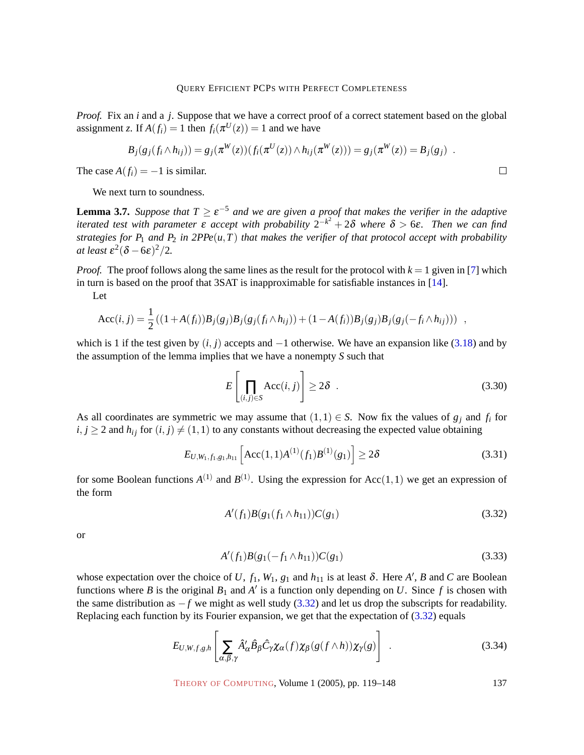*Proof.* Fix an $i$ and a $j$. Suppose that we have a correct proof of a correct statement based on the global assignment $z$. If $A(f_i) = 1$ then $f_i(\pi^U(z)) = 1$ and we have

$$B_j(g_j(f_i \wedge h_{ij})) = g_j(\pi^W(z))(f_i(\pi^U(z)) \wedge h_{ij}(\pi^W(z))) = g_j(\pi^W(z)) = B_j(g_j) \enspace .$$

The case $A(f_i) = -1$ is similar. □

We next turn to soundness.

**Lemma 3.7.** *Suppose that $T \geq \varepsilon^{-5}$ and we are given a proof that makes the verifier in the adaptive iterated test with parameter $\varepsilon$ accept with probability $2^{-k^2} + 2\delta$ where $\delta > 6\varepsilon$. Then we can find strategies for $P_1$ and $P_2$ in 2PPe$(u,T)$ that makes the verifier of that protocol accept with probability at least $\varepsilon^2(\delta - 6\varepsilon)^2/2$.*

*Proof.* The proof follows along the same lines as the result for the protocol with $k = 1$ given in [7] which in turn is based on the proof that 3SAT is inapproximable for satisfiable instances in [14].

Let

$$\mathrm{Acc}(i,j) = \frac{1}{2}\left((1 + A(f_i))B_j(g_j)B_j(g_j(f_i \wedge h_{ij})) + (1 - A(f_i))B_j(g_j)B_j(g_j(-f_i \wedge h_{ij}))\right) \enspace ,$$

which is 1 if the test given by $(i, j)$ accepts and $-1$ otherwise. We have an expansion like (3.18) and by the assumption of the lemma implies that we have a nonempty $S$ such that

$$E\left[\prod_{(i,j)\in S} \mathrm{Acc}(i,j)\right] \geq 2\delta \enspace . \tag{3.30}$$

As all coordinates are symmetric we may assume that $(1,1) \in S$. Now fix the values of $g_j$ and $f_i$ for $i, j \geq 2$ and $h_{ij}$ for $(i,j) \neq (1,1)$ to any constants without decreasing the expected value obtaining

$$E_{U,W_1,f_1,g_1,h_{11}}\left[\mathrm{Acc}(1,1)A^{(1)}(f_1)B^{(1)}(g_1)\right] \geq 2\delta \tag{3.31}$$

for some Boolean functions $A^{(1)}$ and $B^{(1)}$. Using the expression for $\mathrm{Acc}(1,1)$ we get an expression of the form

$$A'(f_1)B(g_1(f_1 \wedge h_{11}))C(g_1) \tag{3.32}$$

or

$$A'(f_1)B(g_1(-f_1 \wedge h_{11}))C(g_1) \tag{3.33}$$

whose expectation over the choice of $U$, $f_1$, $W_1$, $g_1$ and $h_{11}$ is at least $\delta$. Here $A'$, $B$ and $C$ are Boolean functions where $B$ is the original $B_1$ and $A'$ is a function only depending on $U$. Since $f$ is chosen with the same distribution as $-f$ we might as well study (3.32) and let us drop the subscripts for readability. Replacing each function by its Fourier expansion, we get that the expectation of (3.32) equals

$$E_{U,W,f,g,h}\left[\sum_{\alpha,\beta,\gamma} \hat{A}'_\alpha \hat{B}_\beta \hat{C}_\gamma \chi_\alpha(f)\chi_\beta(g(f \wedge h))\chi_\gamma(g)\right] \enspace . \tag{3.34}$$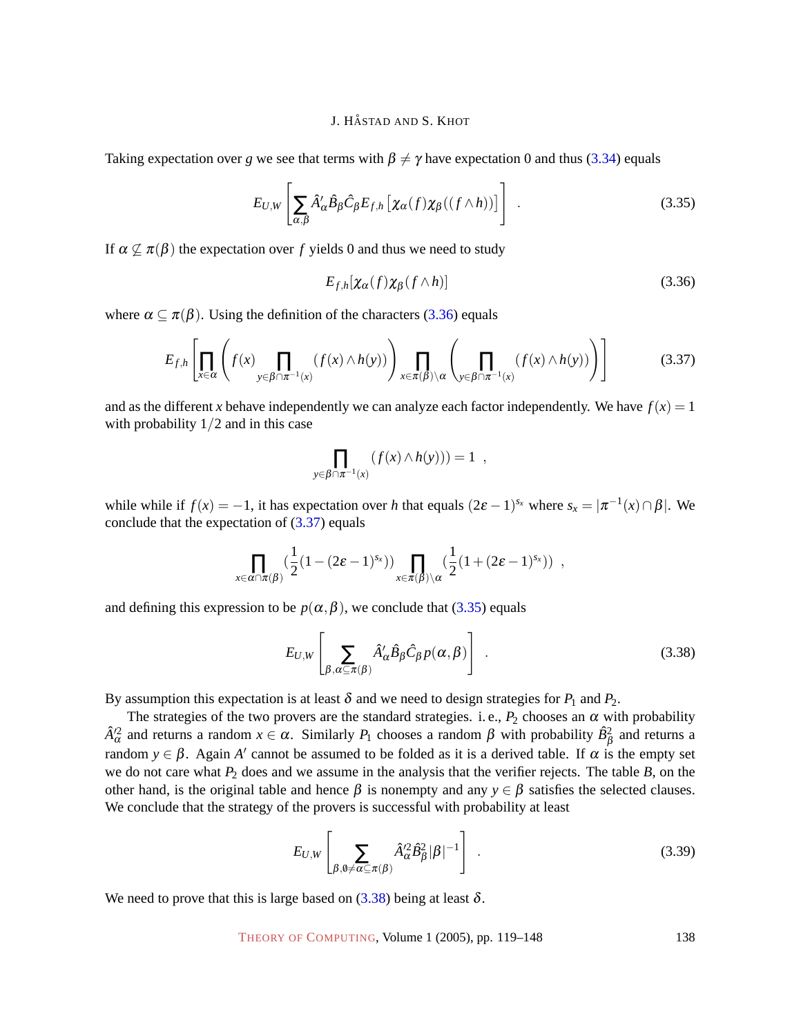Taking expectation over $g$ we see that terms with $\beta \neq \gamma$ have expectation 0 and thus (3.34) equals

$$E_{U,W}\left[\sum_{\alpha,\beta} \hat{A}'_\alpha \hat{B}_\beta \hat{C}_\beta E_{f,h}\left[\chi_\alpha(f)\chi_\beta((f \wedge h))\right]\right] . \tag{3.35}$$

If $\alpha \not\subseteq \pi(\beta)$ the expectation over $f$ yields 0 and thus we need to study

$$E_{f,h}[\chi_\alpha(f)\chi_\beta(f \wedge h)] \tag{3.36}$$

where $\alpha \subseteq \pi(\beta)$. Using the definition of the characters (3.36) equals

$$E_{f,h}\left[\prod_{x\in\alpha}\left(f(x)\prod_{y\in\beta\cap\pi^{-1}(x)}(f(x)\wedge h(y))\right)\prod_{x\in\pi(\beta)\setminus\alpha}\left(\prod_{y\in\beta\cap\pi^{-1}(x)}(f(x)\wedge h(y))\right)\right] \tag{3.37}$$

and as the different $x$ behave independently we can analyze each factor independently. We have $f(x) = 1$ with probability $1/2$ and in this case

$$\prod_{y\in\beta\cap\pi^{-1}(x)}(f(x)\wedge h(y))) = 1 \ ,$$

while while if $f(x) = -1$, it has expectation over $h$ that equals $(2\varepsilon-1)^{s_x}$ where $s_x = |\pi^{-1}(x)\cap\beta|$. We conclude that the expectation of (3.37) equals

$$\prod_{x\in\alpha\cap\pi(\beta)}\left(\frac{1}{2}(1-(2\varepsilon-1)^{s_x})\right)\prod_{x\in\pi(\beta)\setminus\alpha}\left(\frac{1}{2}(1+(2\varepsilon-1)^{s_x})\right) \ ,$$

and defining this expression to be $p(\alpha,\beta)$, we conclude that (3.35) equals

$$E_{U,W}\left[\sum_{\beta,\alpha\subseteq\pi(\beta)} \hat{A}'_\alpha \hat{B}_\beta \hat{C}_\beta p(\alpha,\beta)\right] . \tag{3.38}$$

By assumption this expectation is at least $\delta$ and we need to design strategies for $P_1$ and $P_2$.

The strategies of the two provers are the standard strategies. i. e., $P_2$ chooses an $\alpha$ with probability $\hat{A}'^2_\alpha$ and returns a random $x \in \alpha$. Similarly $P_1$ chooses a random $\beta$ with probability $\hat{B}^2_\beta$ and returns a random $y \in \beta$. Again $A'$ cannot be assumed to be folded as it is a derived table. If $\alpha$ is the empty set we do not care what $P_2$ does and we assume in the analysis that the verifier rejects. The table $B$, on the other hand, is the original table and hence $\beta$ is nonempty and any $y \in \beta$ satisfies the selected clauses. We conclude that the strategy of the provers is successful with probability at least

$$E_{U,W}\left[\sum_{\beta,\emptyset\neq\alpha\subseteq\pi(\beta)} \hat{A}'^2_\alpha \hat{B}^2_\beta |\beta|^{-1}\right] . \tag{3.39}$$

We need to prove that this is large based on (3.38) being at least $\delta$.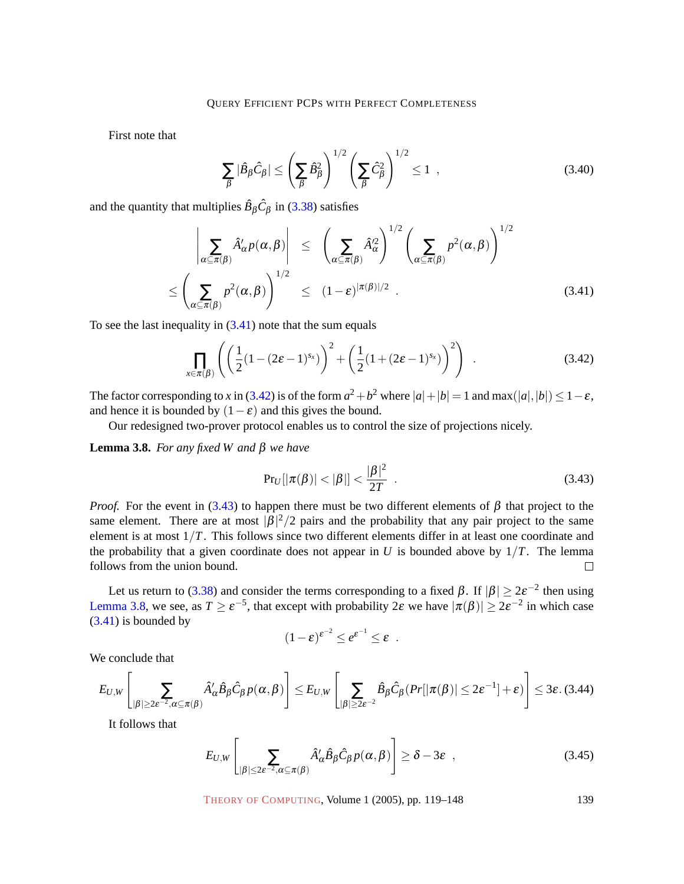First note that

$$\sum_\beta |\hat{B}_\beta \hat{C}_\beta| \le \left(\sum_\beta \hat{B}_\beta^2\right)^{1/2} \left(\sum_\beta \hat{C}_\beta^2\right)^{1/2} \le 1 \ , \tag{3.40}$$

and the quantity that multiplies $\hat{B}_\beta \hat{C}_\beta$ in (3.38) satisfies

$$\begin{aligned} \left|\sum_{\alpha \subseteq \pi(\beta)} \hat{A}'_\alpha p(\alpha,\beta)\right| &\le \left(\sum_{\alpha \subseteq \pi(\beta)} \hat{A}'^2_\alpha\right)^{1/2} \left(\sum_{\alpha \subseteq \pi(\beta)} p^2(\alpha,\beta)\right)^{1/2} \\ \le \left(\sum_{\alpha \subseteq \pi(\beta)} p^2(\alpha,\beta)\right)^{1/2} &\le (1-\varepsilon)^{|\pi(\beta)|/2} \ . \end{aligned} \tag{3.41}$$

To see the last inequality in (3.41) note that the sum equals

$$\prod_{x \in \pi(\beta)} \left( \left(\frac{1}{2}(1-(2\varepsilon-1)^{s_x})\right)^2 + \left(\frac{1}{2}(1+(2\varepsilon-1)^{s_x})\right)^2 \right) \ . \tag{3.42}$$

The factor corresponding to $x$ in (3.42) is of the form $a^2+b^2$ where $|a|+|b|=1$ and $\max(|a|,|b|) \le 1-\varepsilon$, and hence it is bounded by $(1-\varepsilon)$ and this gives the bound.

Our redesigned two-prover protocol enables us to control the size of projections nicely.

**Lemma 3.8.** *For any fixed $W$ and $\beta$ we have*

$$\Pr_U[|\pi(\beta)| < |\beta|] < \frac{|\beta|^2}{2T} \ . \tag{3.43}$$

*Proof.* For the event in (3.43) to happen there must be two different elements of $\beta$ that project to the same element. There are at most $|\beta|^2/2$ pairs and the probability that any pair project to the same element is at most $1/T$. This follows since two different elements differ in at least one coordinate and the probability that a given coordinate does not appear in $U$ is bounded above by $1/T$. The lemma follows from the union bound. □

Let us return to (3.38) and consider the terms corresponding to a fixed $\beta$. If $|\beta| \ge 2\varepsilon^{-2}$ then using Lemma 3.8, we see, as $T \ge \varepsilon^{-5}$, that except with probability $2\varepsilon$ we have $|\pi(\beta)| \ge 2\varepsilon^{-2}$ in which case (3.41) is bounded by

$$(1-\varepsilon)^{\varepsilon^{-2}} \le e^{\varepsilon^{-1}} \le \varepsilon \ .$$

We conclude that

$$E_{U,W}\left[\sum_{|\beta| \ge 2\varepsilon^{-2}, \alpha \subseteq \pi(\beta)} \hat{A}'_\alpha \hat{B}_\beta \hat{C}_\beta p(\alpha,\beta)\right] \le E_{U,W}\left[\sum_{|\beta| \ge 2\varepsilon^{-2}} \hat{B}_\beta \hat{C}_\beta (Pr[|\pi(\beta)| \le 2\varepsilon^{-1}] + \varepsilon)\right] \le 3\varepsilon. \tag{3.44}$$

It follows that

$$E_{U,W}\left[\sum_{|\beta| \le 2\varepsilon^{-2}, \alpha \subseteq \pi(\beta)} \hat{A}'_\alpha \hat{B}_\beta \hat{C}_\beta p(\alpha,\beta)\right] \ge \delta - 3\varepsilon \ , \tag{3.45}$$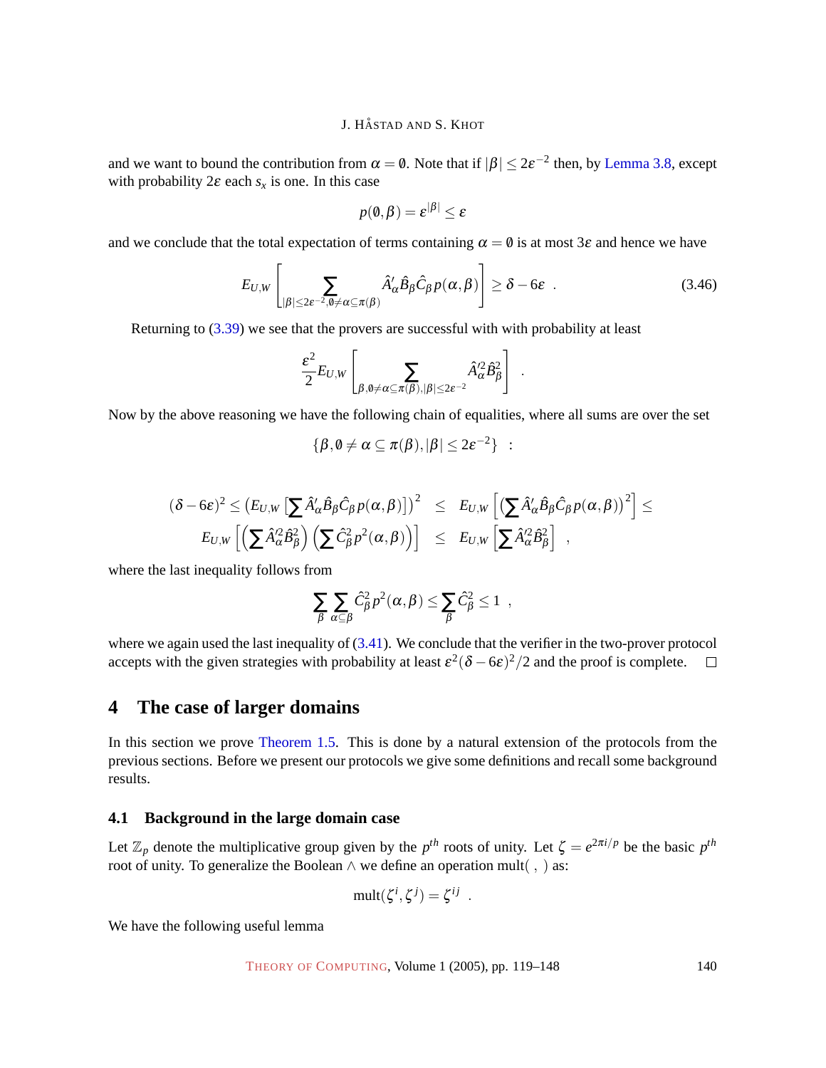and we want to bound the contribution from $\alpha = \emptyset$. Note that if $|\beta| \le 2\varepsilon^{-2}$ then, by Lemma 3.8, except with probability $2\varepsilon$ each $s_x$ is one. In this case

$$p(\emptyset, \beta) = \varepsilon^{|\beta|} \le \varepsilon$$

and we conclude that the total expectation of terms containing $\alpha = \emptyset$ is at most $3\varepsilon$ and hence we have

$$E_{U,W}\left[\sum_{|\beta| \le 2\varepsilon^{-2}, \emptyset \ne \alpha \subseteq \pi(\beta)} \hat{A}'_\alpha \hat{B}_\beta \hat{C}_\beta p(\alpha, \beta)\right] \ge \delta - 6\varepsilon \ . \tag{3.46}$$

Returning to (3.39) we see that the provers are successful with with probability at least

$$\frac{\varepsilon^2}{2} E_{U,W}\left[\sum_{\beta, \emptyset \ne \alpha \subseteq \pi(\beta), |\beta| \le 2\varepsilon^{-2}} \hat{A}'^2_\alpha \hat{B}^2_\beta\right] \ .$$

Now by the above reasoning we have the following chain of equalities, where all sums are over the set

$$\{\beta, \emptyset \ne \alpha \subseteq \pi(\beta), |\beta| \le 2\varepsilon^{-2}\} \ :$$

$$\begin{aligned}(\delta - 6\varepsilon)^2 \le \left(E_{U,W}\left[\sum \hat{A}'_\alpha \hat{B}_\beta \hat{C}_\beta p(\alpha, \beta)\right]\right)^2 \quad &\le \quad E_{U,W}\left[\left(\sum \hat{A}'_\alpha \hat{B}_\beta \hat{C}_\beta p(\alpha, \beta)\right)^2\right] \le \\ E_{U,W}\left[\left(\sum \hat{A}'^2_\alpha \hat{B}^2_\beta\right)\left(\sum \hat{C}^2_\beta p^2(\alpha, \beta)\right)\right] \quad &\le \quad E_{U,W}\left[\sum \hat{A}'^2_\alpha \hat{B}^2_\beta\right] \ ,\end{aligned}$$

where the last inequality follows from

$$\sum_\beta \sum_{\alpha \subseteq \beta} \hat{C}^2_\beta p^2(\alpha, \beta) \le \sum_\beta \hat{C}^2_\beta \le 1 \ ,$$

where we again used the last inequality of (3.41). We conclude that the verifier in the two-prover protocol accepts with the given strategies with probability at least $\varepsilon^2(\delta - 6\varepsilon)^2/2$ and the proof is complete. □

# 4 The case of larger domains

In this section we prove Theorem 1.5. This is done by a natural extension of the protocols from the previous sections. Before we present our protocols we give some definitions and recall some background results.

## 4.1 Background in the large domain case

Let $\mathbb{Z}_p$ denote the multiplicative group given by the $p^{th}$ roots of unity. Let $\zeta = e^{2\pi i/p}$ be the basic $p^{th}$ root of unity. To generalize the Boolean $\wedge$ we define an operation mult( , ) as:

$$\text{mult}(\zeta^i, \zeta^j) = \zeta^{ij} \ .$$

We have the following useful lemma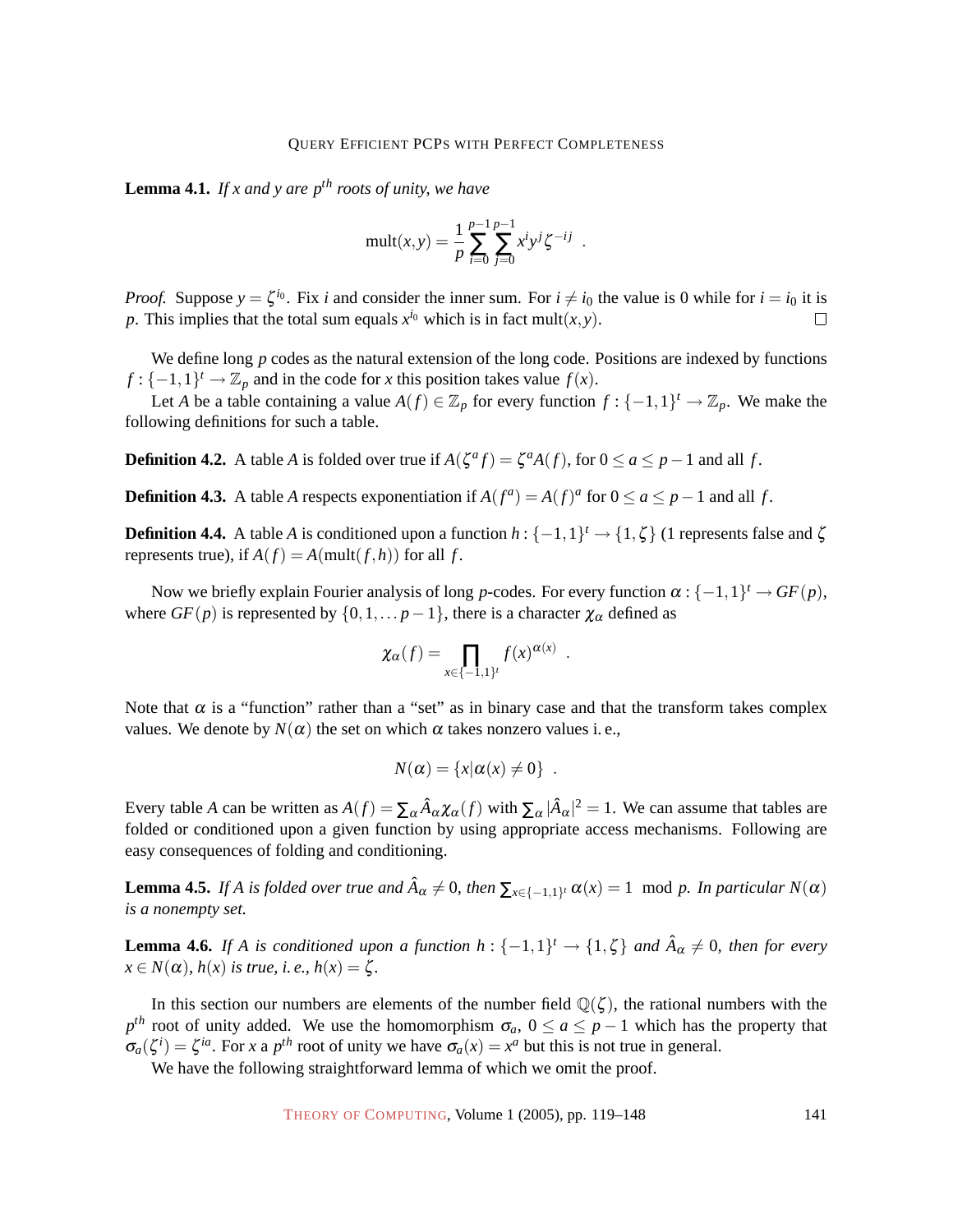**Lemma 4.1.** *If $x$ and $y$ are $p^{th}$ roots of unity, we have*

$$\text{mult}(x,y) = \frac{1}{p}\sum_{i=0}^{p-1}\sum_{j=0}^{p-1} x^i y^j \zeta^{-ij} \ .$$

*Proof.* Suppose $y = \zeta^{i_0}$. Fix $i$ and consider the inner sum. For $i \neq i_0$ the value is 0 while for $i = i_0$ it is $p$. This implies that the total sum equals $x^{i_0}$ which is in fact $\text{mult}(x,y)$. □

We define long $p$ codes as the natural extension of the long code. Positions are indexed by functions $f : \{-1,1\}^t \to \mathbb{Z}_p$ and in the code for $x$ this position takes value $f(x)$.

Let $A$ be a table containing a value $A(f) \in \mathbb{Z}_p$ for every function $f : \{-1,1\}^t \to \mathbb{Z}_p$. We make the following definitions for such a table.

**Definition 4.2.** A table $A$ is folded over true if $A(\zeta^a f) = \zeta^a A(f)$, for $0 \leq a \leq p-1$ and all $f$.

**Definition 4.3.** A table $A$ respects exponentiation if $A(f^a) = A(f)^a$ for $0 \leq a \leq p-1$ and all $f$.

**Definition 4.4.** A table $A$ is conditioned upon a function $h : \{-1,1\}^t \to \{1,\zeta\}$ (1 represents false and $\zeta$ represents true), if $A(f) = A(\text{mult}(f,h))$ for all $f$.

Now we briefly explain Fourier analysis of long $p$-codes. For every function $\alpha : \{-1,1\}^t \to GF(p)$, where $GF(p)$ is represented by $\{0,1,\ldots p-1\}$, there is a character $\chi_\alpha$ defined as

$$\chi_\alpha(f) = \prod_{x \in \{-1,1\}^t} f(x)^{\alpha(x)} \ .$$

Note that $\alpha$ is a "function" rather than a "set" as in binary case and that the transform takes complex values. We denote by $N(\alpha)$ the set on which $\alpha$ takes nonzero values i. e.,

$$N(\alpha) = \{x | \alpha(x) \neq 0\} \ .$$

Every table $A$ can be written as $A(f) = \sum_\alpha \hat{A}_\alpha \chi_\alpha(f)$ with $\sum_\alpha |\hat{A}_\alpha|^2 = 1$. We can assume that tables are folded or conditioned upon a given function by using appropriate access mechanisms. Following are easy consequences of folding and conditioning.

**Lemma 4.5.** *If $A$ is folded over true and $\hat{A}_\alpha \neq 0$, then $\sum_{x \in \{-1,1\}^t} \alpha(x) = 1 \mod p$. In particular $N(\alpha)$ is a nonempty set.*

**Lemma 4.6.** *If $A$ is conditioned upon a function $h : \{-1,1\}^t \to \{1,\zeta\}$ and $\hat{A}_\alpha \neq 0$, then for every $x \in N(\alpha)$, $h(x)$ is true, i. e., $h(x) = \zeta$.*

In this section our numbers are elements of the number field $\mathbb{Q}(\zeta)$, the rational numbers with the $p^{th}$ root of unity added. We use the homomorphism $\sigma_a$, $0 \leq a \leq p-1$ which has the property that $\sigma_a(\zeta^i) = \zeta^{ia}$. For $x$ a $p^{th}$ root of unity we have $\sigma_a(x) = x^a$ but this is not true in general.

We have the following straightforward lemma of which we omit the proof.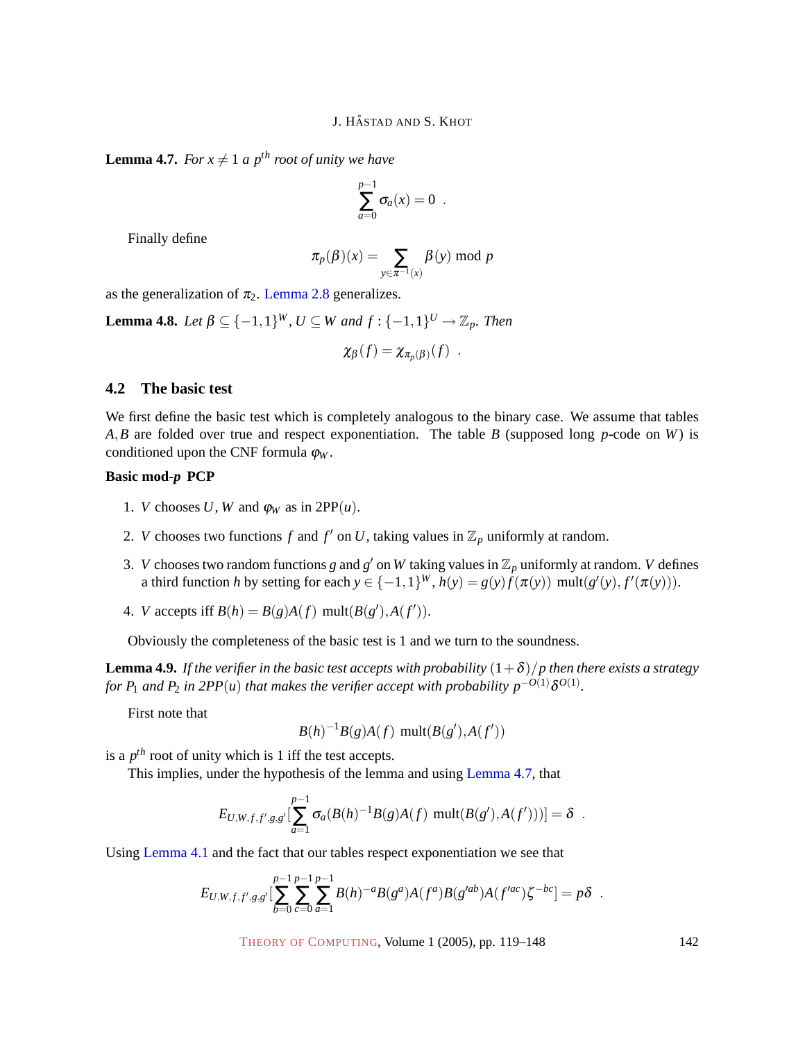**Lemma 4.7.** *For $x \neq 1$ a $p^{th}$ root of unity we have*

$$\sum_{a=0}^{p-1} \sigma_a(x) = 0 \quad .$$

Finally define

$$\pi_p(\beta)(x) = \sum_{y \in \pi^{-1}(x)} \beta(y) \bmod p$$

as the generalization of $\pi_2$. Lemma 2.8 generalizes.

**Lemma 4.8.** *Let $\beta \subseteq \{-1,1\}^W$, $U \subseteq W$ and $f : \{-1,1\}^U \to \mathbb{Z}_p$. Then*

$$\chi_\beta(f) = \chi_{\pi_p(\beta)}(f) \quad .$$

## 4.2 The basic test

We first define the basic test which is completely analogous to the binary case. We assume that tables $A, B$ are folded over true and respect exponentiation. The table $B$ (supposed long $p$-code on $W$) is conditioned upon the CNF formula $\varphi_W$.

**Basic mod-$p$ PCP**

1. $V$ chooses $U$, $W$ and $\varphi_W$ as in 2PP$(u)$.
2. $V$ chooses two functions $f$ and $f'$ on $U$, taking values in $\mathbb{Z}_p$ uniformly at random.
3. $V$ chooses two random functions $g$ and $g'$ on $W$ taking values in $\mathbb{Z}_p$ uniformly at random. $V$ defines a third function $h$ by setting for each $y \in \{-1,1\}^W$, $h(y) = g(y) f(\pi(y))\ \mathrm{mult}(g'(y), f'(\pi(y)))$.
4. $V$ accepts iff $B(h) = B(g)A(f)\ \mathrm{mult}(B(g'), A(f'))$.

Obviously the completeness of the basic test is 1 and we turn to the soundness.

**Lemma 4.9.** *If the verifier in the basic test accepts with probability $(1+\delta)/p$ then there exists a strategy for $P_1$ and $P_2$ in 2PP$(u)$ that makes the verifier accept with probability $p^{-O(1)}\delta^{O(1)}$.*

First note that

$$B(h)^{-1} B(g) A(f)\ \mathrm{mult}(B(g'), A(f'))$$

is a $p^{th}$ root of unity which is 1 iff the test accepts.

This implies, under the hypothesis of the lemma and using Lemma 4.7, that

$$E_{U,W,f,f',g,g'}\Big[\sum_{a=1}^{p-1} \sigma_a(B(h)^{-1} B(g) A(f)\ \mathrm{mult}(B(g'), A(f')))\Big] = \delta \quad .$$

Using Lemma 4.1 and the fact that our tables respect exponentiation we see that

$$E_{U,W,f,f',g,g'}\Big[\sum_{b=0}^{p-1}\sum_{c=0}^{p-1}\sum_{a=1}^{p-1} B(h)^{-a} B(g^a) A(f^a) B(g'^{ab}) A(f'^{ac}) \zeta^{-bc}\Big] = p\delta \quad .$$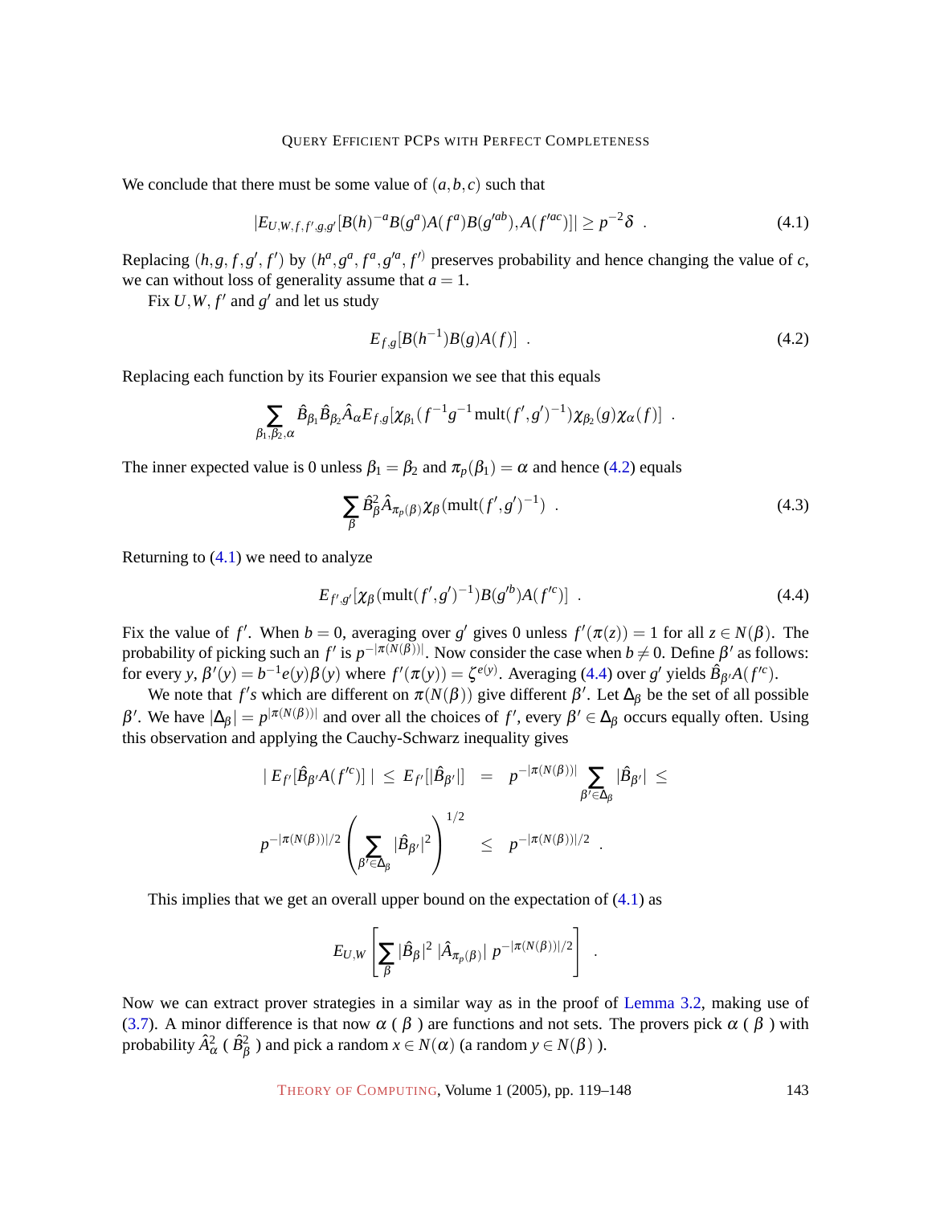We conclude that there must be some value of $(a,b,c)$ such that

$$|E_{U,W,f,f',g,g'}[B(h)^{-a}B(g^a)A(f^a)B(g'^{ab}),A(f'^{ac})]| \geq p^{-2}\delta \ . \tag{4.1}$$

Replacing $(h,g,f,g',f')$ by $(h^a,g^a,f^a,g'^a,f'^)$ preserves probability and hence changing the value of $c$, we can without loss of generality assume that $a=1$.

Fix $U,W$, $f'$ and $g'$ and let us study

$$E_{f,g}[B(h^{-1})B(g)A(f)] \ . \tag{4.2}$$

Replacing each function by its Fourier expansion we see that this equals

$$\sum_{\beta_1,\beta_2,\alpha} \hat{B}_{\beta_1}\hat{B}_{\beta_2}\hat{A}_\alpha E_{f,g}[\chi_{\beta_1}(f^{-1}g^{-1}\,\mathrm{mult}(f',g')^{-1})\chi_{\beta_2}(g)\chi_\alpha(f)] \ .$$

The inner expected value is 0 unless $\beta_1=\beta_2$ and $\pi_p(\beta_1)=\alpha$ and hence (4.2) equals

$$\sum_\beta \hat{B}^2_\beta \hat{A}_{\pi_p(\beta)}\chi_\beta(\mathrm{mult}(f',g')^{-1}) \ . \tag{4.3}$$

Returning to (4.1) we need to analyze

$$E_{f',g'}[\chi_\beta(\mathrm{mult}(f',g')^{-1})B(g'^b)A(f'^c)] \ . \tag{4.4}$$

Fix the value of $f'$. When $b=0$, averaging over $g'$ gives 0 unless $f'(\pi(z))=1$ for all $z\in N(\beta)$. The probability of picking such an $f'$ is $p^{-|\pi(N(\beta))|}$. Now consider the case when $b\neq 0$. Define $\beta'$ as follows: for every $y$, $\beta'(y)=b^{-1}e(y)\beta(y)$ where $f'(\pi(y))=\zeta^{e(y)}$. Averaging (4.4) over $g'$ yields $\hat{B}_{\beta'}A(f'^c)$.

We note that $f'$s which are different on $\pi(N(\beta))$ give different $\beta'$. Let $\Delta_\beta$ be the set of all possible $\beta'$. We have $|\Delta_\beta|=p^{|\pi(N(\beta))|}$ and over all the choices of $f'$, every $\beta'\in\Delta_\beta$ occurs equally often. Using this observation and applying the Cauchy-Schwarz inequality gives

$$|\, E_{f'}[\hat{B}_{\beta'}A(f'^c)]\,| \;\leq\; E_{f'}[|\hat{B}_{\beta'}|] \;=\; p^{-|\pi(N(\beta))|}\sum_{\beta'\in\Delta_\beta}|\hat{B}_{\beta'}| \;\leq$$

$$p^{-|\pi(N(\beta))|/2}\left(\sum_{\beta'\in\Delta_\beta}|\hat{B}_{\beta'}|^2\right)^{1/2} \;\leq\; p^{-|\pi(N(\beta))|/2} \ .$$

This implies that we get an overall upper bound on the expectation of (4.1) as

$$E_{U,W}\left[\sum_\beta |\hat{B}_\beta|^2\, |\hat{A}_{\pi_p(\beta)}|\, p^{-|\pi(N(\beta))|/2}\right] \ .$$

Now we can extract prover strategies in a similar way as in the proof of Lemma 3.2, making use of (3.7). A minor difference is that now $\alpha$ ( $\beta$ ) are functions and not sets. The provers pick $\alpha$ ( $\beta$ ) with probability $\hat{A}^2_\alpha$ ( $\hat{B}^2_\beta$ ) and pick a random $x\in N(\alpha)$ (a random $y\in N(\beta)$ ).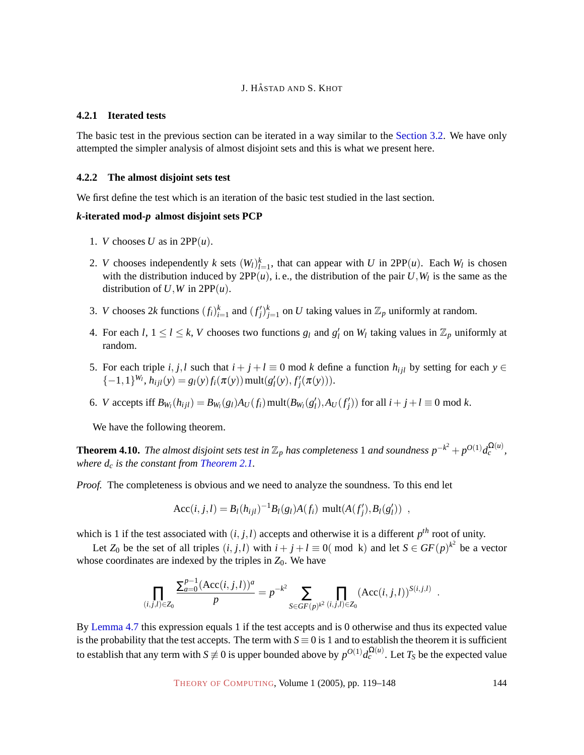### 4.2.1 Iterated tests

The basic test in the previous section can be iterated in a way similar to the Section 3.2. We have only attempted the simpler analysis of almost disjoint sets and this is what we present here.

### 4.2.2 The almost disjoint sets test

We first define the test which is an iteration of the basic test studied in the last section.

***k*-iterated mod-*p* almost disjoint sets PCP**

1. $V$ chooses $U$ as in $2\text{PP}(u)$.
2. $V$ chooses independently $k$ sets $(W_l)_{l=1}^{k}$, that can appear with $U$ in $2\text{PP}(u)$. Each $W_l$ is chosen with the distribution induced by $2\text{PP}(u)$, i. e., the distribution of the pair $U, W_l$ is the same as the distribution of $U, W$ in $2\text{PP}(u)$.
3. $V$ chooses $2k$ functions $(f_i)_{i=1}^{k}$ and $(f'_j)_{j=1}^{k}$ on $U$ taking values in $\mathbb{Z}_p$ uniformly at random.
4. For each $l$, $1 \le l \le k$, $V$ chooses two functions $g_l$ and $g'_l$ on $W_l$ taking values in $\mathbb{Z}_p$ uniformly at random.
5. For each triple $i, j, l$ such that $i + j + l \equiv 0 \bmod k$ define a function $h_{ijl}$ by setting for each $y \in \{-1,1\}^{W_l}$, $h_{ijl}(y) = g_l(y) f_i(\pi(y)) \operatorname{mult}(g'_l(y), f'_j(\pi(y)))$.
6. $V$ accepts iff $B_{W_l}(h_{ijl}) = B_{W_l}(g_l) A_U(f_i) \operatorname{mult}(B_{W_l}(g'_l), A_U(f'_j))$ for all $i + j + l \equiv 0 \bmod k$.

We have the following theorem.

**Theorem 4.10.** *The almost disjoint sets test in $\mathbb{Z}_p$ has completeness 1 and soundness $p^{-k^2} + p^{O(1)} d_c^{\Omega(u)}$, where $d_c$ is the constant from Theorem 2.1.*

*Proof.* The completeness is obvious and we need to analyze the soundness. To this end let

$$\operatorname{Acc}(i,j,l) = B_l(h_{ijl})^{-1} B_l(g_l) A(f_i) \ \operatorname{mult}(A(f'_j), B_l(g'_l)) \ ,$$

which is 1 if the test associated with $(i, j, l)$ accepts and otherwise it is a different $p^{th}$ root of unity.

Let $Z_0$ be the set of all triples $(i, j, l)$ with $i + j + l \equiv 0(\bmod\ k)$ and let $S \in GF(p)^{k^2}$ be a vector whose coordinates are indexed by the triples in $Z_0$. We have

$$\prod_{(i,j,l) \in Z_0} \frac{\sum_{a=0}^{p-1} (\operatorname{Acc}(i,j,l))^a}{p} = p^{-k^2} \sum_{S \in GF(p)^{k^2}} \prod_{(i,j,l) \in Z_0} (\operatorname{Acc}(i,j,l))^{S(i,j,l)} \ .$$

By Lemma 4.7 this expression equals 1 if the test accepts and is 0 otherwise and thus its expected value is the probability that the test accepts. The term with $S \equiv 0$ is 1 and to establish the theorem it is sufficient to establish that any term with $S \not\equiv 0$ is upper bounded above by $p^{O(1)} d_c^{\Omega(u)}$. Let $T_S$ be the expected value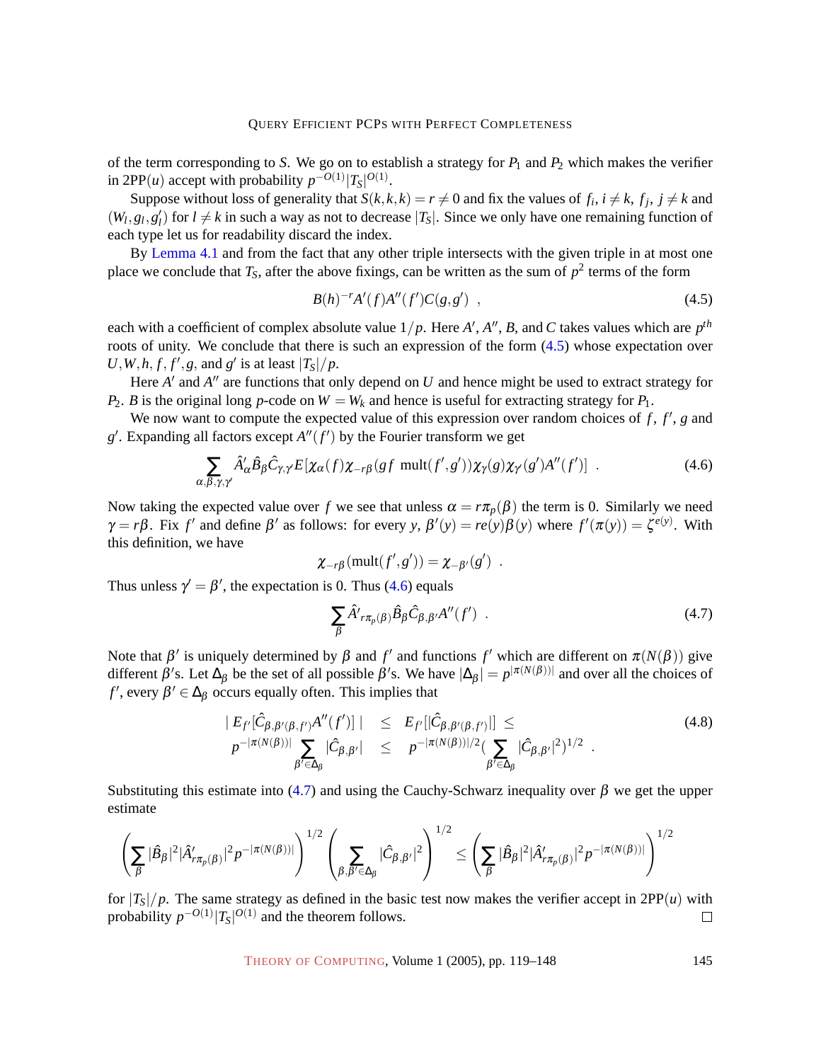of the term corresponding to $S$. We go on to establish a strategy for $P_1$ and $P_2$ which makes the verifier in 2PP($u$) accept with probability $p^{-O(1)}|T_S|^{O(1)}$.

Suppose without loss of generality that $S(k,k,k) = r \neq 0$ and fix the values of $f_i$, $i \neq k$, $f_j$, $j \neq k$ and $(W_l, g_l, g'_l)$ for $l \neq k$ in such a way as not to decrease $|T_S|$. Since we only have one remaining function of each type let us for readability discard the index.

By Lemma 4.1 and from the fact that any other triple intersects with the given triple in at most one place we conclude that $T_S$, after the above fixings, can be written as the sum of $p^2$ terms of the form

$$B(h)^{-r}A'(f)A''(f')C(g,g') \ , \tag{4.5}$$

each with a coefficient of complex absolute value $1/p$. Here $A'$, $A''$, $B$, and $C$ takes values which are $p^{th}$ roots of unity. We conclude that there is such an expression of the form (4.5) whose expectation over $U, W, h, f, f', g$, and $g'$ is at least $|T_S|/p$.

Here $A'$ and $A''$ are functions that only depend on $U$ and hence might be used to extract strategy for $P_2$. $B$ is the original long $p$-code on $W = W_k$ and hence is useful for extracting strategy for $P_1$.

We now want to compute the expected value of this expression over random choices of $f$, $f'$, $g$ and $g'$. Expanding all factors except $A''(f')$ by the Fourier transform we get

$$\sum_{\alpha,\beta,\gamma,\gamma'} \hat{A}'_\alpha \hat{B}_\beta \hat{C}_{\gamma,\gamma'} E[\chi_\alpha(f)\chi_{-r\beta}(gf \ \mathrm{mult}(f',g'))\chi_\gamma(g)\chi_{\gamma'}(g')A''(f')] \ . \tag{4.6}$$

Now taking the expected value over $f$ we see that unless $\alpha = r\pi_p(\beta)$ the term is 0. Similarly we need $\gamma = r\beta$. Fix $f'$ and define $\beta'$ as follows: for every $y$, $\beta'(y) = re(y)\beta(y)$ where $f'(\pi(y)) = \zeta^{e(y)}$. With this definition, we have

$$\chi_{-r\beta}(\mathrm{mult}(f',g')) = \chi_{-\beta'}(g') \ .$$

Thus unless $\gamma' = \beta'$, the expectation is 0. Thus (4.6) equals

$$\sum_\beta \hat{A'}_{r\pi_p(\beta)} \hat{B}_\beta \hat{C}_{\beta,\beta'} A''(f') \ . \tag{4.7}$$

Note that $\beta'$ is uniquely determined by $\beta$ and $f'$ and functions $f'$ which are different on $\pi(N(\beta))$ give different $\beta'$s. Let $\Delta_\beta$ be the set of all possible $\beta'$s. We have $|\Delta_\beta| = p^{|\pi(N(\beta))|}$ and over all the choices of $f'$, every $\beta' \in \Delta_\beta$ occurs equally often. This implies that

$$\begin{aligned} |\, E_{f'}[\hat{C}_{\beta,\beta'(\beta,f')}A''(f')]\,| &\leq E_{f'}[|\hat{C}_{\beta,\beta'(\beta,f')}|] \leq \\ p^{-|\pi(N(\beta))|}\sum_{\beta'\in\Delta_\beta}|\hat{C}_{\beta,\beta'}| &\leq p^{-|\pi(N(\beta))|/2}\Big(\sum_{\beta'\in\Delta_\beta}|\hat{C}_{\beta,\beta'}|^2\Big)^{1/2} \ . \end{aligned} \tag{4.8}$$

Substituting this estimate into (4.7) and using the Cauchy-Schwarz inequality over $\beta$ we get the upper estimate

$$\left(\sum_\beta |\hat{B}_\beta|^2 |\hat{A}'_{r\pi_p(\beta)}|^2 p^{-|\pi(N(\beta))|}\right)^{1/2} \left(\sum_{\beta,\beta'\in\Delta_\beta} |\hat{C}_{\beta,\beta'}|^2\right)^{1/2} \leq \left(\sum_\beta |\hat{B}_\beta|^2 |\hat{A}'_{r\pi_p(\beta)}|^2 p^{-|\pi(N(\beta))|}\right)^{1/2}$$

for $|T_S|/p$. The same strategy as defined in the basic test now makes the verifier accept in 2PP($u$) with probability $p^{-O(1)}|T_S|^{O(1)}$ and the theorem follows. □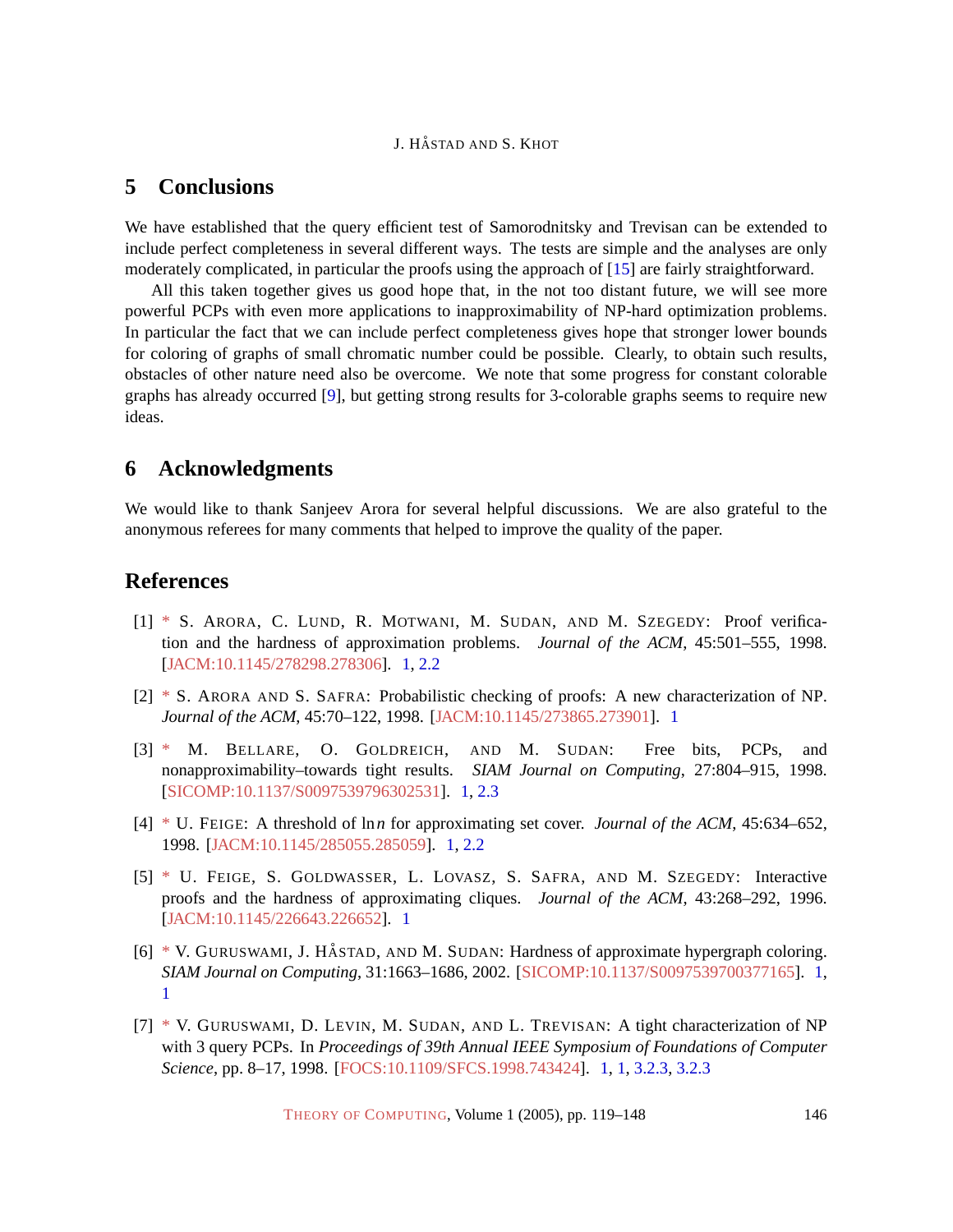## 5 Conclusions

We have established that the query efficient test of Samorodnitsky and Trevisan can be extended to include perfect completeness in several different ways. The tests are simple and the analyses are only moderately complicated, in particular the proofs using the approach of [15] are fairly straightforward.

All this taken together gives us good hope that, in the not too distant future, we will see more powerful PCPs with even more applications to inapproximability of NP-hard optimization problems. In particular the fact that we can include perfect completeness gives hope that stronger lower bounds for coloring of graphs of small chromatic number could be possible. Clearly, to obtain such results, obstacles of other nature need also be overcome. We note that some progress for constant colorable graphs has already occurred [9], but getting strong results for 3-colorable graphs seems to require new ideas.

## 6 Acknowledgments

We would like to thank Sanjeev Arora for several helpful discussions. We are also grateful to the anonymous referees for many comments that helped to improve the quality of the paper.

## References

[1] * S. Arora, C. Lund, R. Motwani, M. Sudan, and M. Szegedy: Proof verification and the hardness of approximation problems. *Journal of the ACM*, 45:501–555, 1998. [JACM:10.1145/278298.278306]. 1, 2.2

[2] * S. Arora and S. Safra: Probabilistic checking of proofs: A new characterization of NP. *Journal of the ACM*, 45:70–122, 1998. [JACM:10.1145/273865.273901]. 1

[3] * M. Bellare, O. Goldreich, and M. Sudan: Free bits, PCPs, and nonapproximability–towards tight results. *SIAM Journal on Computing*, 27:804–915, 1998. [SICOMP:10.1137/S0097539796302531]. 1, 2.3

[4] * U. Feige: A threshold of $\ln n$ for approximating set cover. *Journal of the ACM*, 45:634–652, 1998. [JACM:10.1145/285055.285059]. 1, 2.2

[5] * U. Feige, S. Goldwasser, L. Lovasz, S. Safra, and M. Szegedy: Interactive proofs and the hardness of approximating cliques. *Journal of the ACM*, 43:268–292, 1996. [JACM:10.1145/226643.226652]. 1

[6] * V. Guruswami, J. Håstad, and M. Sudan: Hardness of approximate hypergraph coloring. *SIAM Journal on Computing*, 31:1663–1686, 2002. [SICOMP:10.1137/S0097539700377165]. 1, 1

[7] * V. Guruswami, D. Levin, M. Sudan, and L. Trevisan: A tight characterization of NP with 3 query PCPs. In *Proceedings of 39th Annual IEEE Symposium of Foundations of Computer Science*, pp. 8–17, 1998. [FOCS:10.1109/SFCS.1998.743424]. 1, 1, 3.2.3, 3.2.3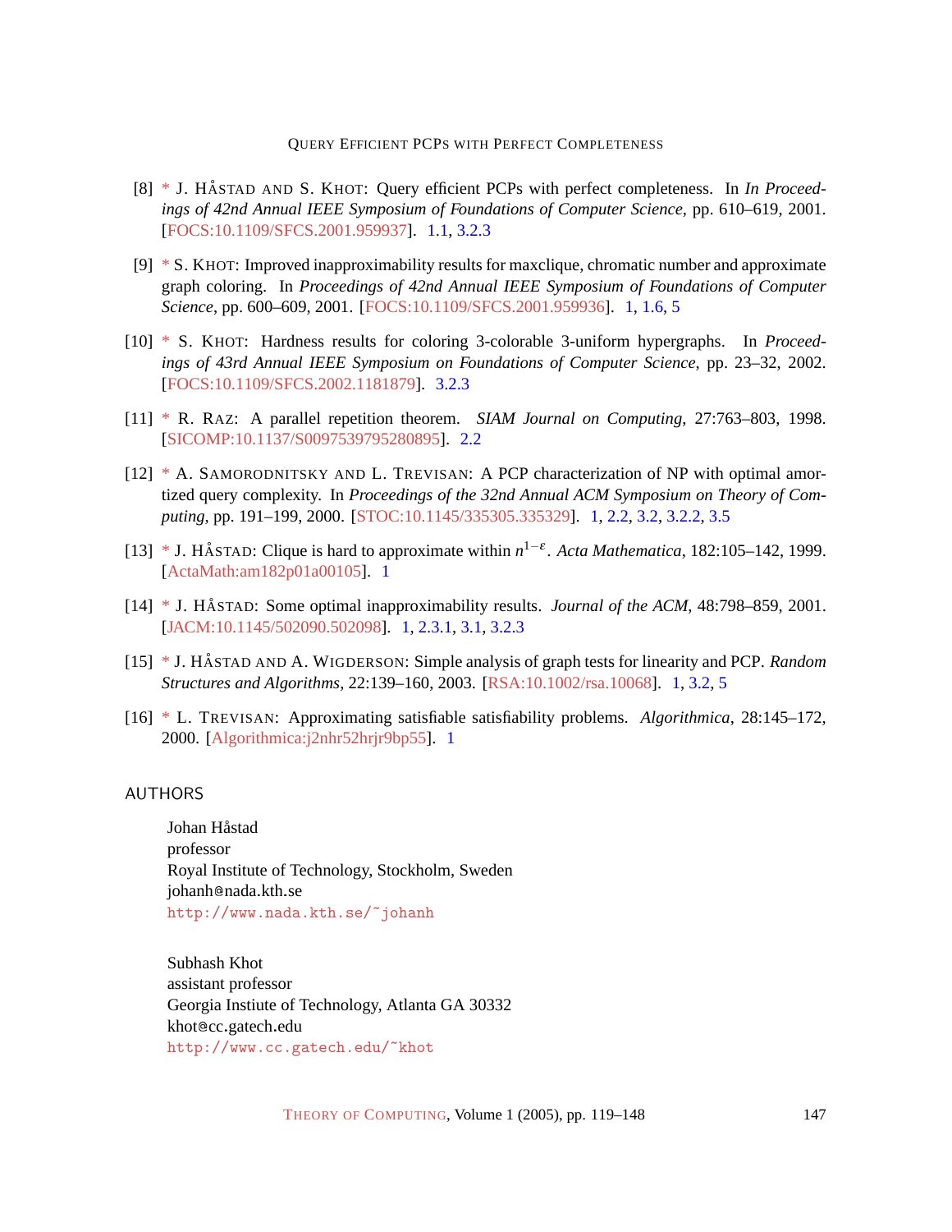[8] * J. HÅSTAD AND S. KHOT: Query efficient PCPs with perfect completeness. In *In Proceedings of 42nd Annual IEEE Symposium of Foundations of Computer Science*, pp. 610–619, 2001. [FOCS:10.1109/SFCS.2001.959937]. 1.1, 3.2.3

[9] * S. KHOT: Improved inapproximability results for maxclique, chromatic number and approximate graph coloring. In *Proceedings of 42nd Annual IEEE Symposium of Foundations of Computer Science*, pp. 600–609, 2001. [FOCS:10.1109/SFCS.2001.959936]. 1, 1.6, 5

[10] * S. KHOT: Hardness results for coloring 3-colorable 3-uniform hypergraphs. In *Proceedings of 43rd Annual IEEE Symposium on Foundations of Computer Science*, pp. 23–32, 2002. [FOCS:10.1109/SFCS.2002.1181879]. 3.2.3

[11] * R. RAZ: A parallel repetition theorem. *SIAM Journal on Computing*, 27:763–803, 1998. [SICOMP:10.1137/S0097539795280895]. 2.2

[12] * A. SAMORODNITSKY AND L. TREVISAN: A PCP characterization of NP with optimal amortized query complexity. In *Proceedings of the 32nd Annual ACM Symposium on Theory of Computing*, pp. 191–199, 2000. [STOC:10.1145/335305.335329]. 1, 2.2, 3.2, 3.2.2, 3.5

[13] * J. HÅSTAD: Clique is hard to approximate within $n^{1-\varepsilon}$. *Acta Mathematica*, 182:105–142, 1999. [ActaMath:am182p01a00105]. 1

[14] * J. HÅSTAD: Some optimal inapproximability results. *Journal of the ACM*, 48:798–859, 2001. [JACM:10.1145/502090.502098]. 1, 2.3.1, 3.1, 3.2.3

[15] * J. HÅSTAD AND A. WIGDERSON: Simple analysis of graph tests for linearity and PCP. *Random Structures and Algorithms*, 22:139–160, 2003. [RSA:10.1002/rsa.10068]. 1, 3.2, 5

[16] * L. TREVISAN: Approximating satisfiable satisfiability problems. *Algorithmica*, 28:145–172, 2000. [Algorithmica:j2nhr52hrjr9bp55]. 1

## AUTHORS

Johan Håstad
professor
Royal Institute of Technology, Stockholm, Sweden
johanh@nada.kth.se
http://www.nada.kth.se/~johanh

Subhash Khot
assistant professor
Georgia Institute of Technology, Atlanta GA 30332
khot@cc.gatech.edu
http://www.cc.gatech.edu/~khot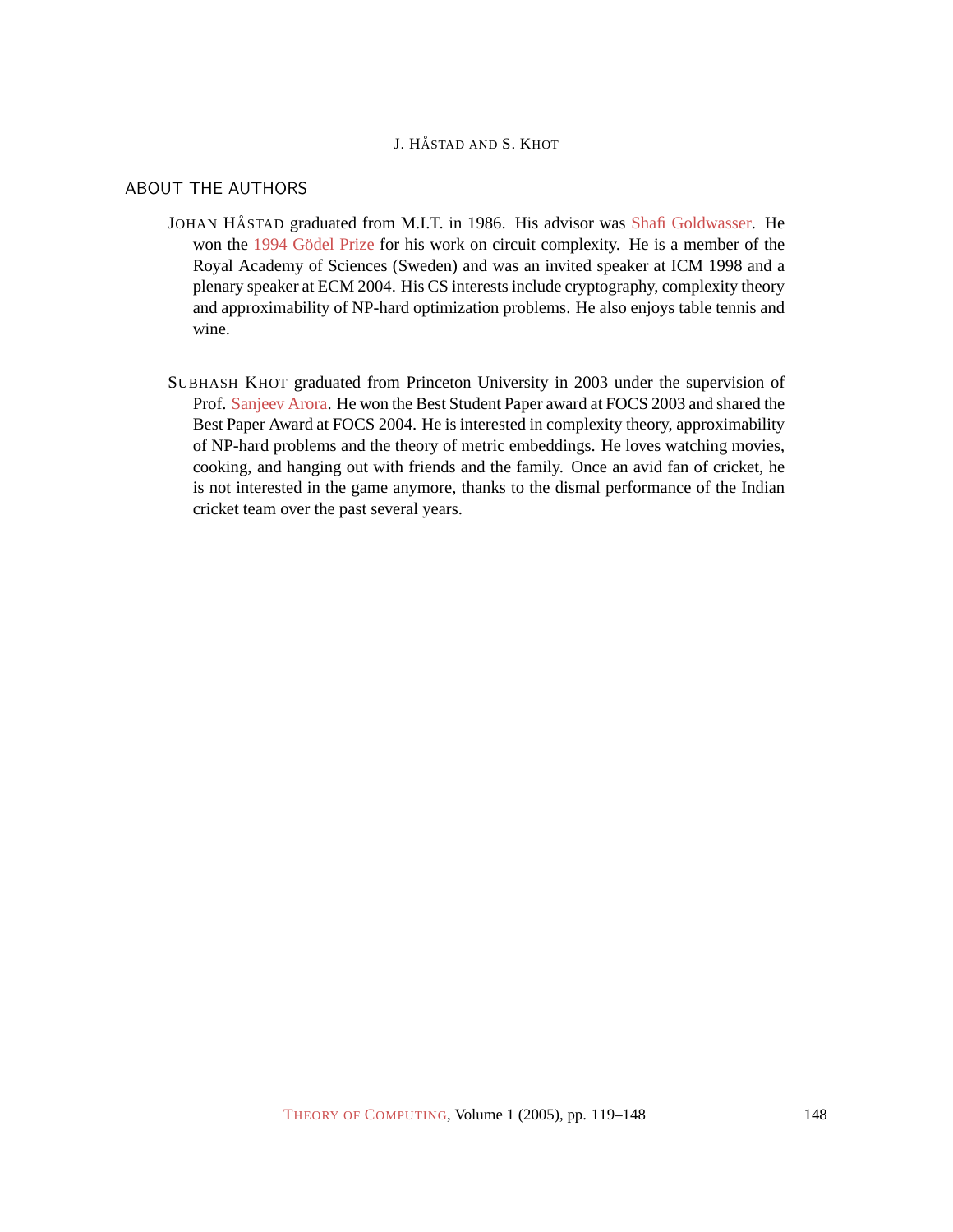## ABOUT THE AUTHORS

JOHAN HÅSTAD graduated from M.I.T. in 1986. His advisor was Shafi Goldwasser. He won the 1994 Gödel Prize for his work on circuit complexity. He is a member of the Royal Academy of Sciences (Sweden) and was an invited speaker at ICM 1998 and a plenary speaker at ECM 2004. His CS interests include cryptography, complexity theory and approximability of NP-hard optimization problems. He also enjoys table tennis and wine.

SUBHASH KHOT graduated from Princeton University in 2003 under the supervision of Prof. Sanjeev Arora. He won the Best Student Paper award at FOCS 2003 and shared the Best Paper Award at FOCS 2004. He is interested in complexity theory, approximability of NP-hard problems and the theory of metric embeddings. He loves watching movies, cooking, and hanging out with friends and the family. Once an avid fan of cricket, he is not interested in the game anymore, thanks to the dismal performance of the Indian cricket team over the past several years.